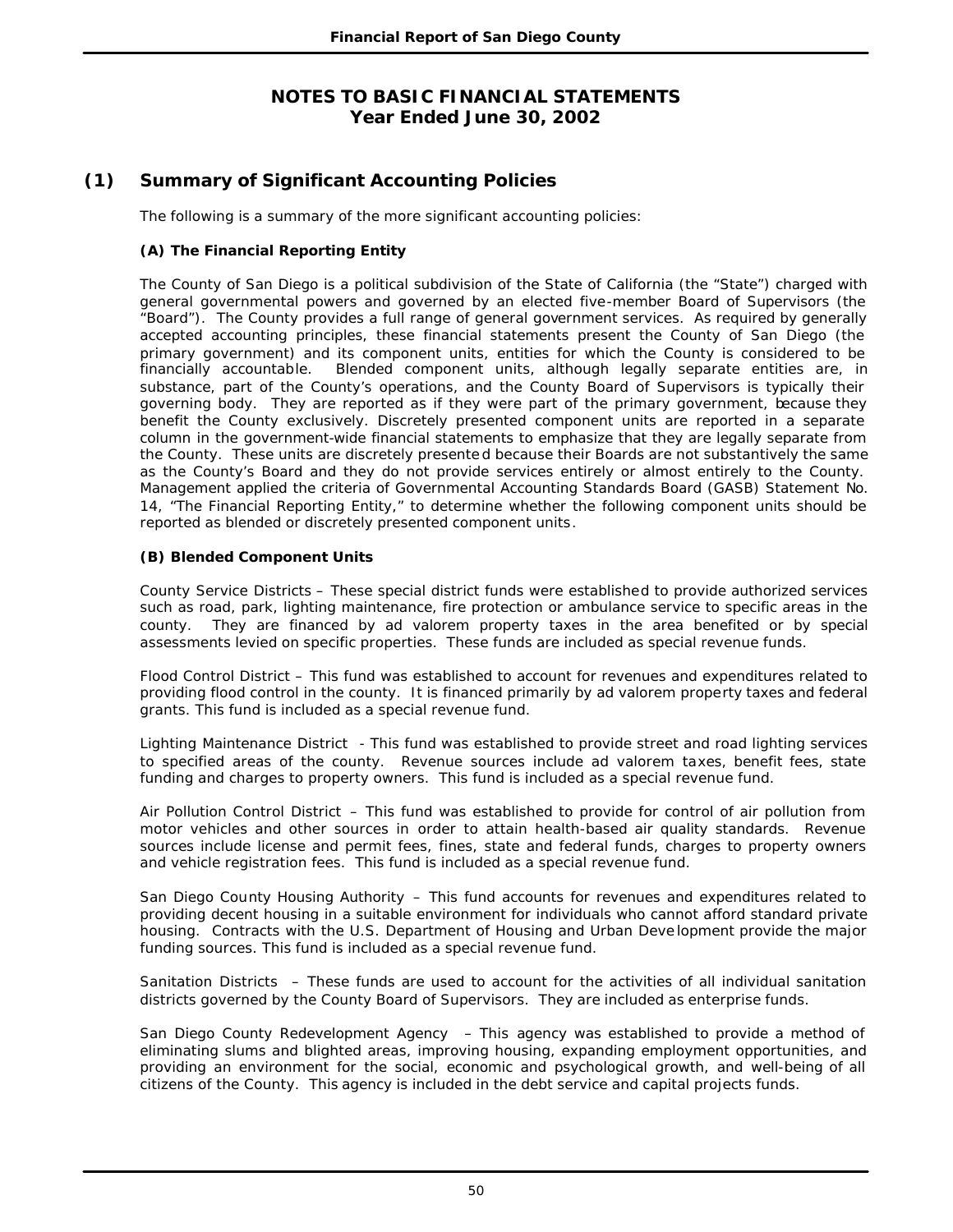# NOTES TO BASIC FINANCIAL STATEMENTS
# Year Ended June 30, 2002

## (1) Summary of Significant Accounting Policies

The following is a summary of the more significant accounting policies:

### (A) The Financial Reporting Entity

The County of San Diego is a political subdivision of the State of California (the "State") charged with general governmental powers and governed by an elected five-member Board of Supervisors (the "Board"). The County provides a full range of general government services. As required by generally accepted accounting principles, these financial statements present the County of San Diego (the primary government) and its component units, entities for which the County is considered to be financially accountable. Blended component units, although legally separate entities are, in substance, part of the County's operations, and the County Board of Supervisors is typically their governing body. They are reported as if they were part of the primary government, because they benefit the County exclusively. Discretely presented component units are reported in a separate column in the government-wide financial statements to emphasize that they are legally separate from the County. These units are discretely presented because their Boards are not substantively the same as the County's Board and they do not provide services entirely or almost entirely to the County. Management applied the criteria of Governmental Accounting Standards Board (GASB) Statement No. 14, "The Financial Reporting Entity," to determine whether the following component units should be reported as blended or discretely presented component units.

### (B) Blended Component Units

County Service Districts – These special district funds were established to provide authorized services such as road, park, lighting maintenance, fire protection or ambulance service to specific areas in the county. They are financed by ad valorem property taxes in the area benefited or by special assessments levied on specific properties. These funds are included as special revenue funds.

Flood Control District – This fund was established to account for revenues and expenditures related to providing flood control in the county. It is financed primarily by ad valorem property taxes and federal grants. This fund is included as a special revenue fund.

Lighting Maintenance District - This fund was established to provide street and road lighting services to specified areas of the county. Revenue sources include ad valorem taxes, benefit fees, state funding and charges to property owners. This fund is included as a special revenue fund.

Air Pollution Control District – This fund was established to provide for control of air pollution from motor vehicles and other sources in order to attain health-based air quality standards. Revenue sources include license and permit fees, fines, state and federal funds, charges to property owners and vehicle registration fees. This fund is included as a special revenue fund.

San Diego County Housing Authority – This fund accounts for revenues and expenditures related to providing decent housing in a suitable environment for individuals who cannot afford standard private housing. Contracts with the U.S. Department of Housing and Urban Development provide the major funding sources. This fund is included as a special revenue fund.

Sanitation Districts – These funds are used to account for the activities of all individual sanitation districts governed by the County Board of Supervisors. They are included as enterprise funds.

San Diego County Redevelopment Agency – This agency was established to provide a method of eliminating slums and blighted areas, improving housing, expanding employment opportunities, and providing an environment for the social, economic and psychological growth, and well-being of all citizens of the County. This agency is included in the debt service and capital projects funds.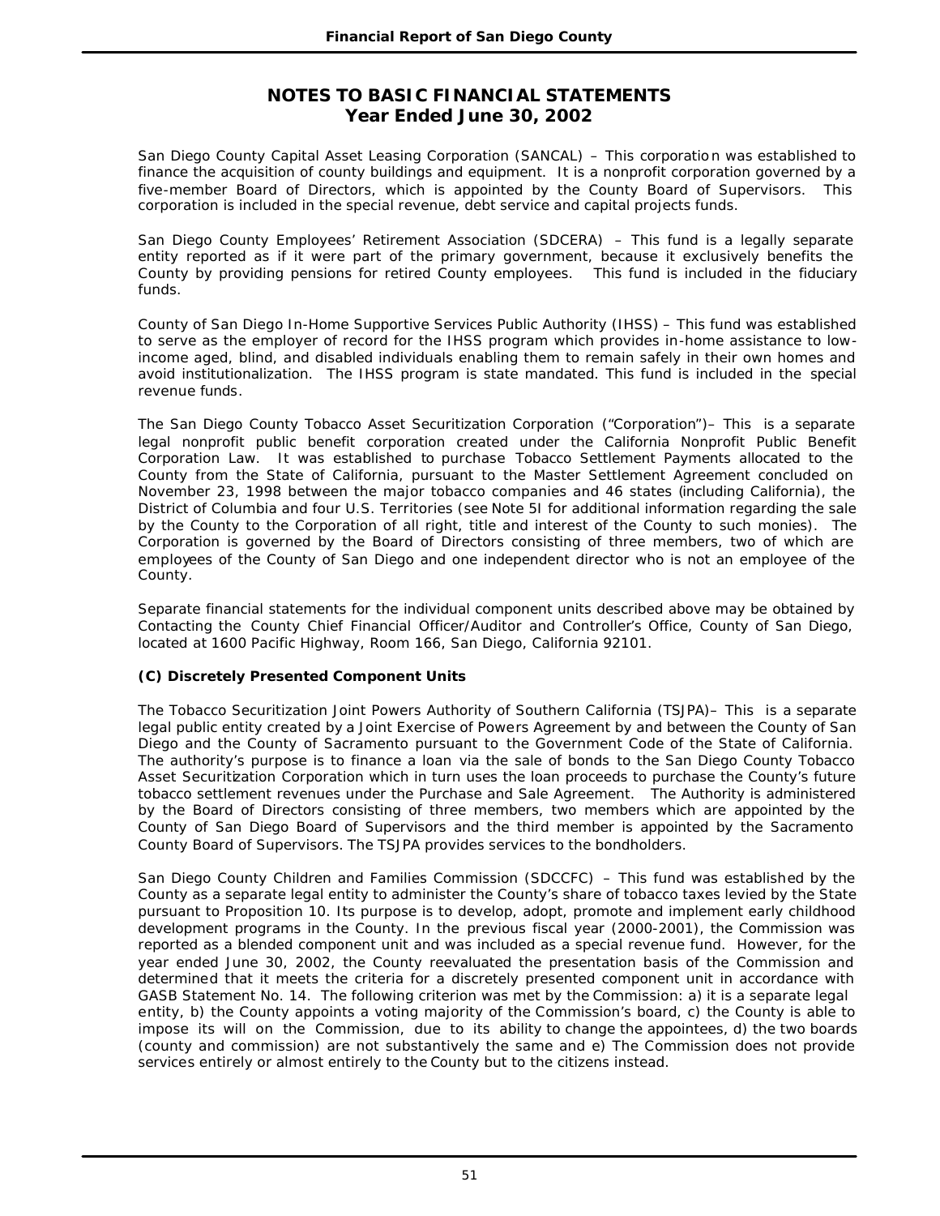# NOTES TO BASIC FINANCIAL STATEMENTS
## Year Ended June 30, 2002

San Diego County Capital Asset Leasing Corporation (SANCAL) – This corporation was established to finance the acquisition of county buildings and equipment. It is a nonprofit corporation governed by a five-member Board of Directors, which is appointed by the County Board of Supervisors. This corporation is included in the special revenue, debt service and capital projects funds.

San Diego County Employees' Retirement Association (SDCERA) – This fund is a legally separate entity reported as if it were part of the primary government, because it exclusively benefits the County by providing pensions for retired County employees. This fund is included in the fiduciary funds.

County of San Diego In-Home Supportive Services Public Authority (IHSS) – This fund was established to serve as the employer of record for the IHSS program which provides in-home assistance to low-income aged, blind, and disabled individuals enabling them to remain safely in their own homes and avoid institutionalization. The IHSS program is state mandated. This fund is included in the special revenue funds.

The San Diego County Tobacco Asset Securitization Corporation ("Corporation")– This is a separate legal nonprofit public benefit corporation created under the California Nonprofit Public Benefit Corporation Law. It was established to purchase Tobacco Settlement Payments allocated to the County from the State of California, pursuant to the Master Settlement Agreement concluded on November 23, 1998 between the major tobacco companies and 46 states (including California), the District of Columbia and four U.S. Territories (see Note 5I for additional information regarding the sale by the County to the Corporation of all right, title and interest of the County to such monies). The Corporation is governed by the Board of Directors consisting of three members, two of which are employees of the County of San Diego and one independent director who is not an employee of the County.

Separate financial statements for the individual component units described above may be obtained by Contacting the County Chief Financial Officer/Auditor and Controller's Office, County of San Diego, located at 1600 Pacific Highway, Room 166, San Diego, California 92101.

**(C) Discretely Presented Component Units**

The Tobacco Securitization Joint Powers Authority of Southern California (TSJPA)– This is a separate legal public entity created by a Joint Exercise of Powers Agreement by and between the County of San Diego and the County of Sacramento pursuant to the Government Code of the State of California. The authority's purpose is to finance a loan via the sale of bonds to the San Diego County Tobacco Asset Securitization Corporation which in turn uses the loan proceeds to purchase the County's future tobacco settlement revenues under the Purchase and Sale Agreement. The Authority is administered by the Board of Directors consisting of three members, two members which are appointed by the County of San Diego Board of Supervisors and the third member is appointed by the Sacramento County Board of Supervisors. The TSJPA provides services to the bondholders.

San Diego County Children and Families Commission (SDCCFC) – This fund was established by the County as a separate legal entity to administer the County's share of tobacco taxes levied by the State pursuant to Proposition 10. Its purpose is to develop, adopt, promote and implement early childhood development programs in the County. In the previous fiscal year (2000-2001), the Commission was reported as a blended component unit and was included as a special revenue fund. However, for the year ended June 30, 2002, the County reevaluated the presentation basis of the Commission and determined that it meets the criteria for a discretely presented component unit in accordance with GASB Statement No. 14. The following criterion was met by the Commission: a) it is a separate legal entity, b) the County appoints a voting majority of the Commission's board, c) the County is able to impose its will on the Commission, due to its ability to change the appointees, d) the two boards (county and commission) are not substantively the same and e) The Commission does not provide services entirely or almost entirely to the County but to the citizens instead.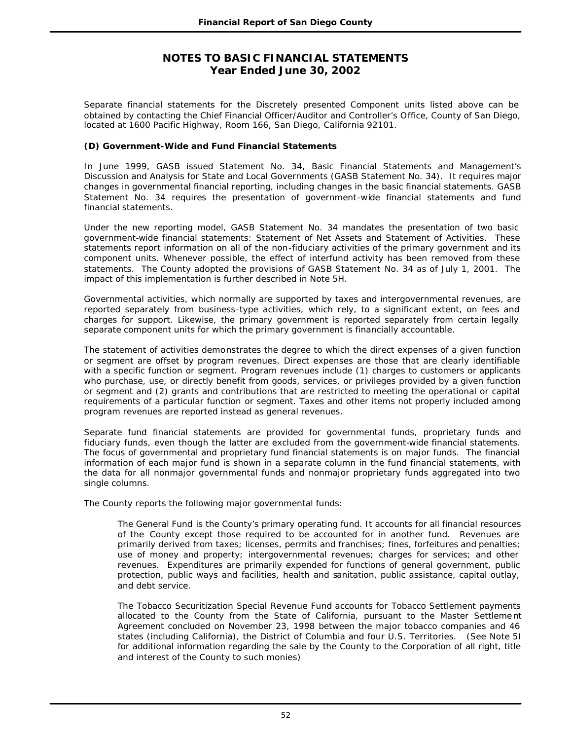# NOTES TO BASIC FINANCIAL STATEMENTS
## Year Ended June 30, 2002

Separate financial statements for the Discretely presented Component units listed above can be obtained by contacting the Chief Financial Officer/Auditor and Controller's Office, County of San Diego, located at 1600 Pacific Highway, Room 166, San Diego, California 92101.

### (D) Government-Wide and Fund Financial Statements

In June 1999, GASB issued Statement No. 34, Basic Financial Statements and Management's Discussion and Analysis for State and Local Governments (GASB Statement No. 34). It requires major changes in governmental financial reporting, including changes in the basic financial statements. GASB Statement No. 34 requires the presentation of government-wide financial statements and fund financial statements.

Under the new reporting model, GASB Statement No. 34 mandates the presentation of two basic government-wide financial statements: Statement of Net Assets and Statement of Activities. These statements report information on all of the non-fiduciary activities of the primary government and its component units. Whenever possible, the effect of interfund activity has been removed from these statements. The County adopted the provisions of GASB Statement No. 34 as of July 1, 2001. The impact of this implementation is further described in Note 5H.

Governmental activities, which normally are supported by taxes and intergovernmental revenues, are reported separately from business-type activities, which rely, to a significant extent, on fees and charges for support. Likewise, the primary government is reported separately from certain legally separate component units for which the primary government is financially accountable.

The statement of activities demonstrates the degree to which the direct expenses of a given function or segment are offset by program revenues. Direct expenses are those that are clearly identifiable with a specific function or segment. Program revenues include (1) charges to customers or applicants who purchase, use, or directly benefit from goods, services, or privileges provided by a given function or segment and (2) grants and contributions that are restricted to meeting the operational or capital requirements of a particular function or segment. Taxes and other items not properly included among program revenues are reported instead as general revenues.

Separate fund financial statements are provided for governmental funds, proprietary funds and fiduciary funds, even though the latter are excluded from the government-wide financial statements. The focus of governmental and proprietary fund financial statements is on major funds. The financial information of each major fund is shown in a separate column in the fund financial statements, with the data for all nonmajor governmental funds and nonmajor proprietary funds aggregated into two single columns.

The County reports the following major governmental funds:

> The General Fund is the County's primary operating fund. It accounts for all financial resources of the County except those required to be accounted for in another fund. Revenues are primarily derived from taxes; licenses, permits and franchises; fines, forfeitures and penalties; use of money and property; intergovernmental revenues; charges for services; and other revenues. Expenditures are primarily expended for functions of general government, public protection, public ways and facilities, health and sanitation, public assistance, capital outlay, and debt service.
>
> The Tobacco Securitization Special Revenue Fund accounts for Tobacco Settlement payments allocated to the County from the State of California, pursuant to the Master Settlement Agreement concluded on November 23, 1998 between the major tobacco companies and 46 states (including California), the District of Columbia and four U.S. Territories. (See Note 5I for additional information regarding the sale by the County to the Corporation of all right, title and interest of the County to such monies)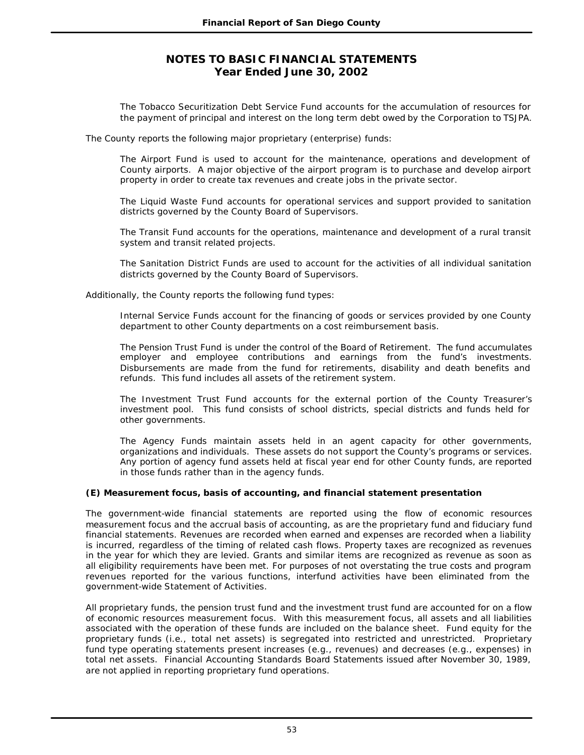## NOTES TO BASIC FINANCIAL STATEMENTS
## Year Ended June 30, 2002

The Tobacco Securitization Debt Service Fund accounts for the accumulation of resources for the payment of principal and interest on the long term debt owed by the Corporation to TSJPA.

The County reports the following major proprietary (enterprise) funds:

The Airport Fund is used to account for the maintenance, operations and development of County airports. A major objective of the airport program is to purchase and develop airport property in order to create tax revenues and create jobs in the private sector.

The Liquid Waste Fund accounts for operational services and support provided to sanitation districts governed by the County Board of Supervisors.

The Transit Fund accounts for the operations, maintenance and development of a rural transit system and transit related projects.

The Sanitation District Funds are used to account for the activities of all individual sanitation districts governed by the County Board of Supervisors.

Additionally, the County reports the following fund types:

Internal Service Funds account for the financing of goods or services provided by one County department to other County departments on a cost reimbursement basis.

The Pension Trust Fund is under the control of the Board of Retirement. The fund accumulates employer and employee contributions and earnings from the fund's investments. Disbursements are made from the fund for retirements, disability and death benefits and refunds. This fund includes all assets of the retirement system.

The Investment Trust Fund accounts for the external portion of the County Treasurer's investment pool. This fund consists of school districts, special districts and funds held for other governments.

The Agency Funds maintain assets held in an agent capacity for other governments, organizations and individuals. These assets do not support the County's programs or services. Any portion of agency fund assets held at fiscal year end for other County funds, are reported in those funds rather than in the agency funds.

**(E) Measurement focus, basis of accounting, and financial statement presentation**

The government-wide financial statements are reported using the flow of economic resources measurement focus and the accrual basis of accounting, as are the proprietary fund and fiduciary fund financial statements. Revenues are recorded when earned and expenses are recorded when a liability is incurred, regardless of the timing of related cash flows. Property taxes are recognized as revenues in the year for which they are levied. Grants and similar items are recognized as revenue as soon as all eligibility requirements have been met. For purposes of not overstating the true costs and program revenues reported for the various functions, interfund activities have been eliminated from the government-wide Statement of Activities.

All proprietary funds, the pension trust fund and the investment trust fund are accounted for on a flow of economic resources measurement focus. With this measurement focus, all assets and all liabilities associated with the operation of these funds are included on the balance sheet. Fund equity for the proprietary funds (i.e., total net assets) is segregated into restricted and unrestricted. Proprietary fund type operating statements present increases (e.g., revenues) and decreases (e.g., expenses) in total net assets. Financial Accounting Standards Board Statements issued after November 30, 1989, are not applied in reporting proprietary fund operations.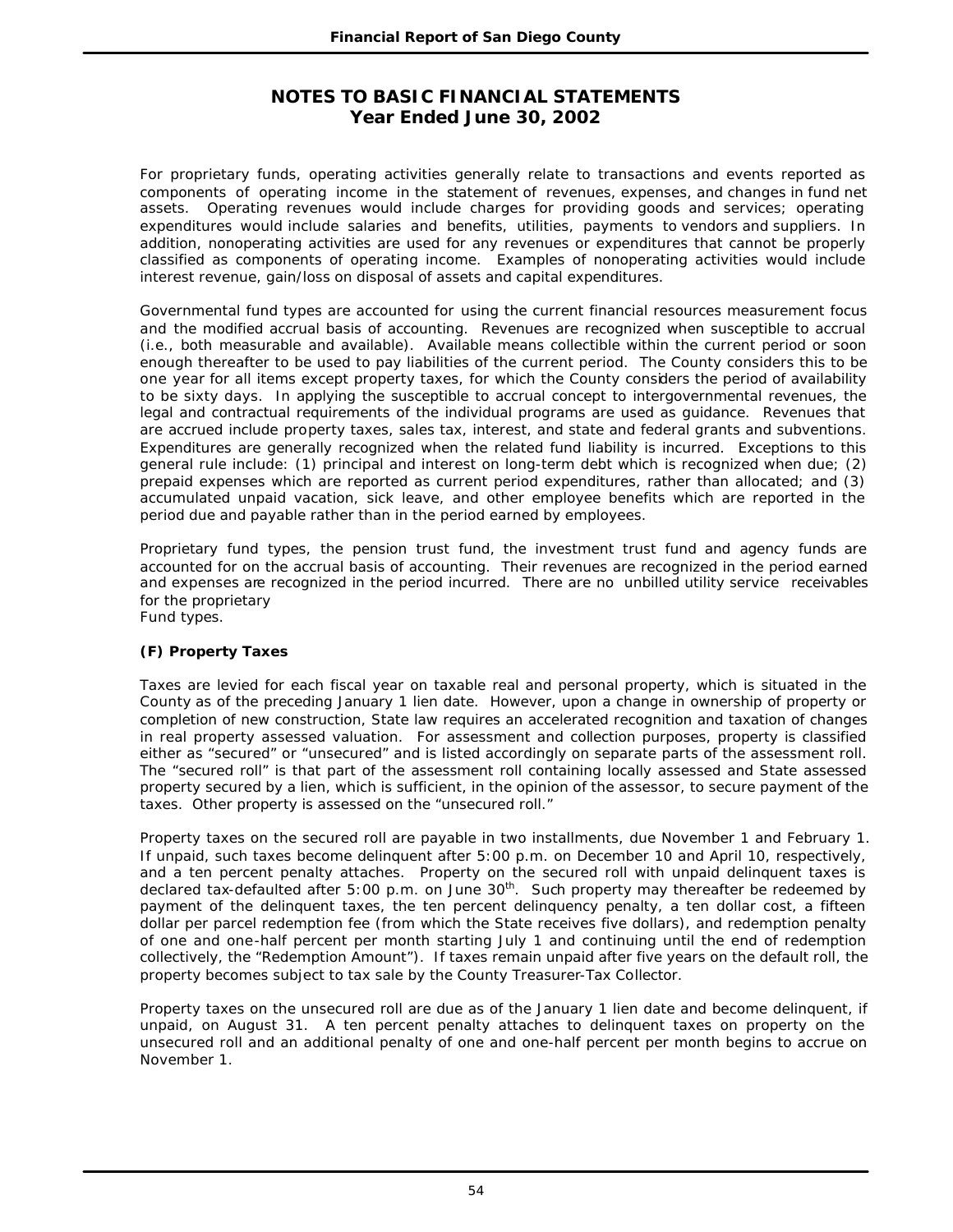## NOTES TO BASIC FINANCIAL STATEMENTS
## Year Ended June 30, 2002

For proprietary funds, operating activities generally relate to transactions and events reported as components of operating income in the statement of revenues, expenses, and changes in fund net assets. Operating revenues would include charges for providing goods and services; operating expenditures would include salaries and benefits, utilities, payments to vendors and suppliers. In addition, nonoperating activities are used for any revenues or expenditures that cannot be properly classified as components of operating income. Examples of nonoperating activities would include interest revenue, gain/loss on disposal of assets and capital expenditures.

Governmental fund types are accounted for using the current financial resources measurement focus and the modified accrual basis of accounting. Revenues are recognized when susceptible to accrual (i.e., both measurable and available). Available means collectible within the current period or soon enough thereafter to be used to pay liabilities of the current period. The County considers this to be one year for all items except property taxes, for which the County considers the period of availability to be sixty days. In applying the susceptible to accrual concept to intergovernmental revenues, the legal and contractual requirements of the individual programs are used as guidance. Revenues that are accrued include property taxes, sales tax, interest, and state and federal grants and subventions. Expenditures are generally recognized when the related fund liability is incurred. Exceptions to this general rule include: (1) principal and interest on long-term debt which is recognized when due; (2) prepaid expenses which are reported as current period expenditures, rather than allocated; and (3) accumulated unpaid vacation, sick leave, and other employee benefits which are reported in the period due and payable rather than in the period earned by employees.

Proprietary fund types, the pension trust fund, the investment trust fund and agency funds are accounted for on the accrual basis of accounting. Their revenues are recognized in the period earned and expenses are recognized in the period incurred. There are no unbilled utility service receivables for the proprietary
Fund types.

**(F) Property Taxes**

Taxes are levied for each fiscal year on taxable real and personal property, which is situated in the County as of the preceding January 1 lien date. However, upon a change in ownership of property or completion of new construction, State law requires an accelerated recognition and taxation of changes in real property assessed valuation. For assessment and collection purposes, property is classified either as "secured" or "unsecured" and is listed accordingly on separate parts of the assessment roll. The "secured roll" is that part of the assessment roll containing locally assessed and State assessed property secured by a lien, which is sufficient, in the opinion of the assessor, to secure payment of the taxes. Other property is assessed on the "unsecured roll."

Property taxes on the secured roll are payable in two installments, due November 1 and February 1. If unpaid, such taxes become delinquent after 5:00 p.m. on December 10 and April 10, respectively, and a ten percent penalty attaches. Property on the secured roll with unpaid delinquent taxes is declared tax-defaulted after 5:00 p.m. on June 30th. Such property may thereafter be redeemed by payment of the delinquent taxes, the ten percent delinquency penalty, a ten dollar cost, a fifteen dollar per parcel redemption fee (from which the State receives five dollars), and redemption penalty of one and one-half percent per month starting July 1 and continuing until the end of redemption collectively, the "Redemption Amount"). If taxes remain unpaid after five years on the default roll, the property becomes subject to tax sale by the County Treasurer-Tax Collector.

Property taxes on the unsecured roll are due as of the January 1 lien date and become delinquent, if unpaid, on August 31. A ten percent penalty attaches to delinquent taxes on property on the unsecured roll and an additional penalty of one and one-half percent per month begins to accrue on November 1.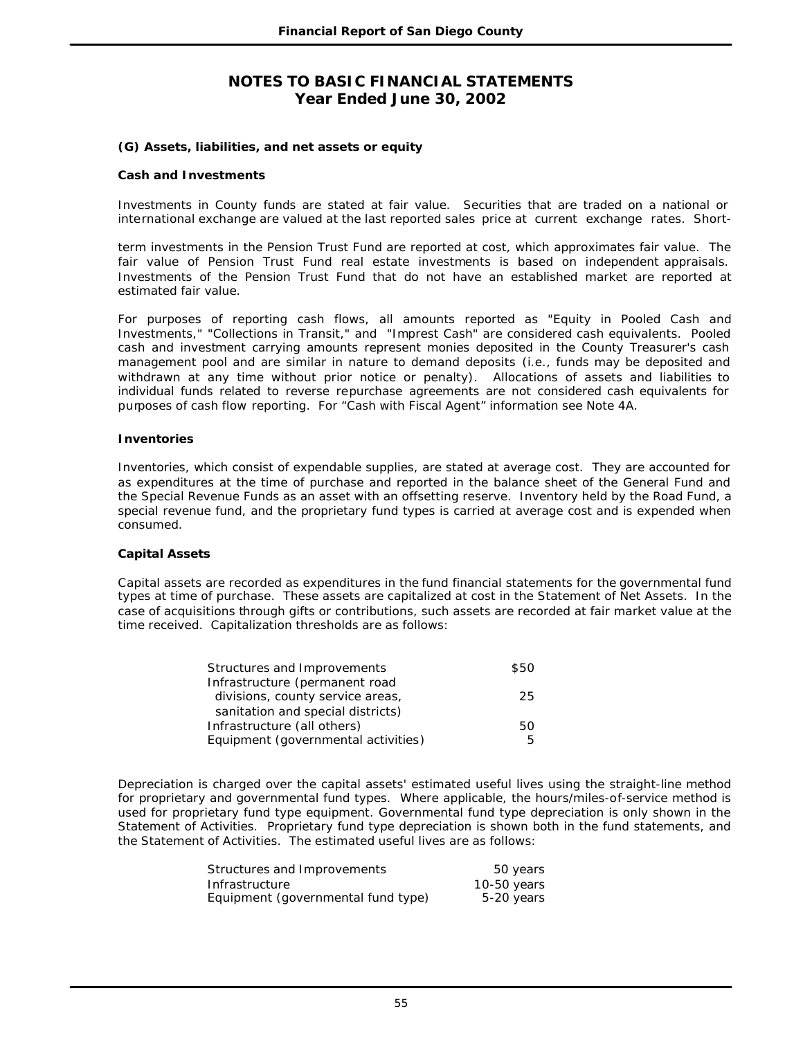# NOTES TO BASIC FINANCIAL STATEMENTS
## Year Ended June 30, 2002

### (G) Assets, liabilities, and net assets or equity

#### Cash and Investments

Investments in County funds are stated at fair value. Securities that are traded on a national or international exchange are valued at the last reported sales price at current exchange rates. Short-term investments in the Pension Trust Fund are reported at cost, which approximates fair value. The fair value of Pension Trust Fund real estate investments is based on independent appraisals. Investments of the Pension Trust Fund that do not have an established market are reported at estimated fair value.

For purposes of reporting cash flows, all amounts reported as "Equity in Pooled Cash and Investments," "Collections in Transit," and "Imprest Cash" are considered cash equivalents. Pooled cash and investment carrying amounts represent monies deposited in the County Treasurer's cash management pool and are similar in nature to demand deposits (i.e., funds may be deposited and withdrawn at any time without prior notice or penalty). Allocations of assets and liabilities to individual funds related to reverse repurchase agreements are not considered cash equivalents for purposes of cash flow reporting. For "Cash with Fiscal Agent" information see Note 4A.

#### Inventories

Inventories, which consist of expendable supplies, are stated at average cost. They are accounted for as expenditures at the time of purchase and reported in the balance sheet of the General Fund and the Special Revenue Funds as an asset with an offsetting reserve. Inventory held by the Road Fund, a special revenue fund, and the proprietary fund types is carried at average cost and is expended when consumed.

#### Capital Assets

Capital assets are recorded as expenditures in the fund financial statements for the governmental fund types at time of purchase. These assets are capitalized at cost in the Statement of Net Assets. In the case of acquisitions through gifts or contributions, such assets are recorded at fair market value at the time received. Capitalization thresholds are as follows:

| | |
|---|---|
| Structures and Improvements | $50 |
| Infrastructure (permanent road divisions, county service areas, sanitation and special districts) | 25 |
| Infrastructure (all others) | 50 |
| Equipment (governmental activities) | 5 |

Depreciation is charged over the capital assets' estimated useful lives using the straight-line method for proprietary and governmental fund types. Where applicable, the hours/miles-of-service method is used for proprietary fund type equipment. Governmental fund type depreciation is only shown in the Statement of Activities. Proprietary fund type depreciation is shown both in the fund statements, and the Statement of Activities. The estimated useful lives are as follows:

| | |
|---|---|
| Structures and Improvements | 50 years |
| Infrastructure | 10-50 years |
| Equipment (governmental fund type) | 5-20 years |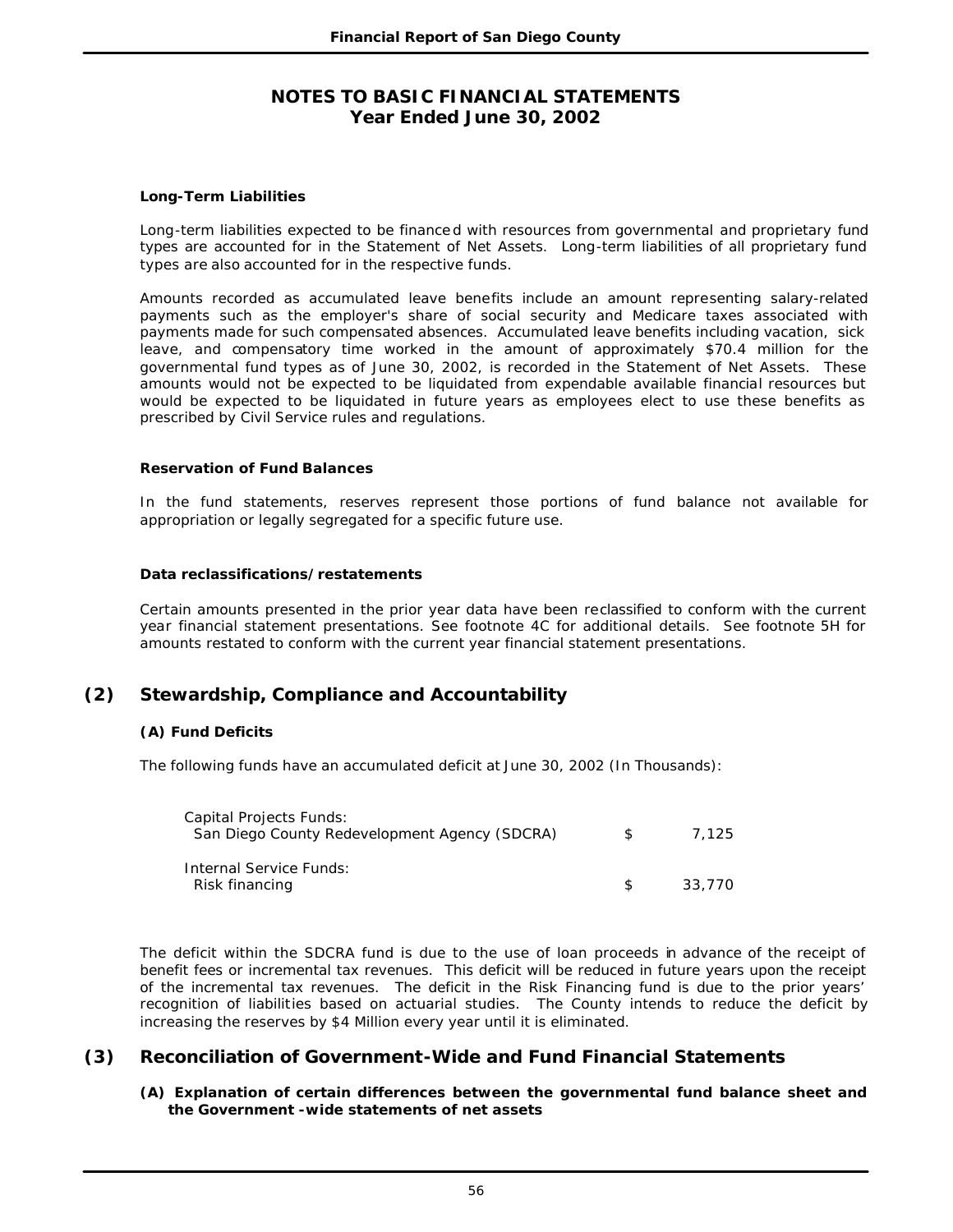# NOTES TO BASIC FINANCIAL STATEMENTS
## Year Ended June 30, 2002

**Long-Term Liabilities**

Long-term liabilities expected to be financed with resources from governmental and proprietary fund types are accounted for in the Statement of Net Assets. Long-term liabilities of all proprietary fund types are also accounted for in the respective funds.

Amounts recorded as accumulated leave benefits include an amount representing salary-related payments such as the employer's share of social security and Medicare taxes associated with payments made for such compensated absences. Accumulated leave benefits including vacation, sick leave, and compensatory time worked in the amount of approximately $70.4 million for the governmental fund types as of June 30, 2002, is recorded in the Statement of Net Assets. These amounts would not be expected to be liquidated from expendable available financial resources but would be expected to be liquidated in future years as employees elect to use these benefits as prescribed by Civil Service rules and regulations.

**Reservation of Fund Balances**

In the fund statements, reserves represent those portions of fund balance not available for appropriation or legally segregated for a specific future use.

**Data reclassifications/restatements**

Certain amounts presented in the prior year data have been reclassified to conform with the current year financial statement presentations. See footnote 4C for additional details. See footnote 5H for amounts restated to conform with the current year financial statement presentations.

## (2) Stewardship, Compliance and Accountability

**(A) Fund Deficits**

The following funds have an accumulated deficit at June 30, 2002 (In Thousands):

| | | |
|---|---|---|
| Capital Projects Funds: | | |
| San Diego County Redevelopment Agency (SDCRA) | $ | 7,125 |
| Internal Service Funds: | | |
| Risk financing | $ | 33,770 |

The deficit within the SDCRA fund is due to the use of loan proceeds in advance of the receipt of benefit fees or incremental tax revenues. This deficit will be reduced in future years upon the receipt of the incremental tax revenues. The deficit in the Risk Financing fund is due to the prior years' recognition of liabilities based on actuarial studies. The County intends to reduce the deficit by increasing the reserves by $4 Million every year until it is eliminated.

## (3) Reconciliation of Government-Wide and Fund Financial Statements

**(A) Explanation of certain differences between the governmental fund balance sheet and the Government -wide statements of net assets**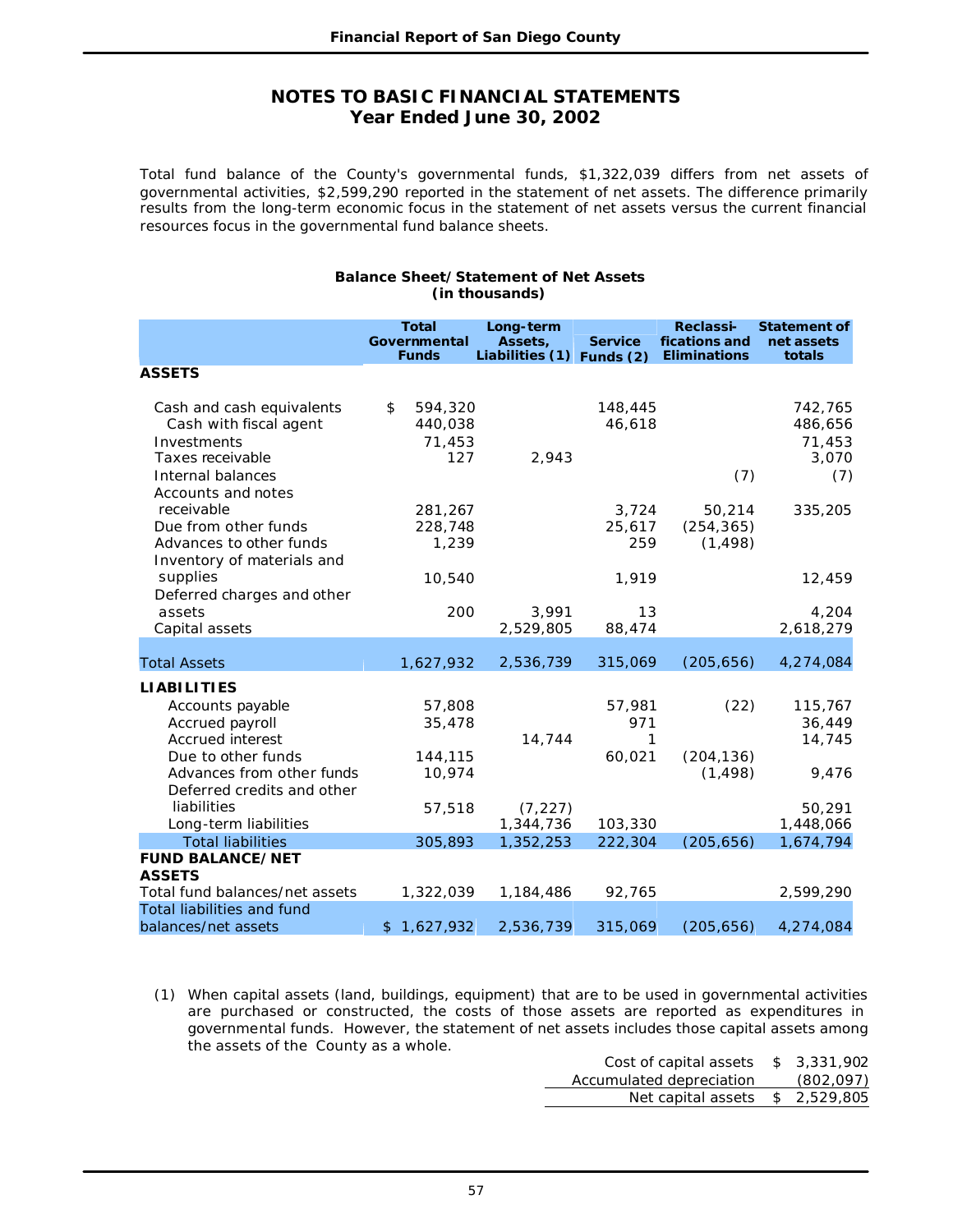## NOTES TO BASIC FINANCIAL STATEMENTS
## Year Ended June 30, 2002

Total fund balance of the County's governmental funds, $1,322,039 differs from net assets of governmental activities, $2,599,290 reported in the statement of net assets. The difference primarily results from the long-term economic focus in the statement of net assets versus the current financial resources focus in the governmental fund balance sheets.

**Balance Sheet/Statement of Net Assets**
**(in thousands)**

| | Total Governmental Funds | Long-term Assets, Liabilities (1) | Service Funds (2) | Reclassi-fications and Eliminations | Statement of net assets totals |
|---|---|---|---|---|---|
| **ASSETS** | | | | | |
| Cash and cash equivalents | $ 594,320 | | 148,445 | | 742,765 |
| Cash with fiscal agent | 440,038 | | 46,618 | | 486,656 |
| Investments | 71,453 | | | | 71,453 |
| Taxes receivable | 127 | 2,943 | | | 3,070 |
| Internal balances | | | | (7) | (7) |
| Accounts and notes receivable | 281,267 | | 3,724 | 50,214 | 335,205 |
| Due from other funds | 228,748 | | 25,617 | (254,365) | |
| Advances to other funds | 1,239 | | 259 | (1,498) | |
| Inventory of materials and supplies | 10,540 | | 1,919 | | 12,459 |
| Deferred charges and other assets | 200 | 3,991 | 13 | | 4,204 |
| Capital assets | | 2,529,805 | 88,474 | | 2,618,279 |
| Total Assets | 1,627,932 | 2,536,739 | 315,069 | (205,656) | 4,274,084 |
| **LIABILITIES** | | | | | |
| Accounts payable | 57,808 | | 57,981 | (22) | 115,767 |
| Accrued payroll | 35,478 | | 971 | | 36,449 |
| Accrued interest | | 14,744 | 1 | | 14,745 |
| Due to other funds | 144,115 | | 60,021 | (204,136) | |
| Advances from other funds | 10,974 | | | (1,498) | 9,476 |
| Deferred credits and other liabilities | 57,518 | (7,227) | | | 50,291 |
| Long-term liabilities | | 1,344,736 | 103,330 | | 1,448,066 |
| Total liabilities | 305,893 | 1,352,253 | 222,304 | (205,656) | 1,674,794 |
| **FUND BALANCE/NET ASSETS** | | | | | |
| Total fund balances/net assets | 1,322,039 | 1,184,486 | 92,765 | | 2,599,290 |
| Total liabilities and fund balances/net assets | $ 1,627,932 | 2,536,739 | 315,069 | (205,656) | 4,274,084 |

(1) When capital assets (land, buildings, equipment) that are to be used in governmental activities are purchased or constructed, the costs of those assets are reported as expenditures in governmental funds. However, the statement of net assets includes those capital assets among the assets of the County as a whole.

| | |
|---|---|
| Cost of capital assets | $ 3,331,902 |
| Accumulated depreciation | (802,097) |
| Net capital assets | $ 2,529,805 |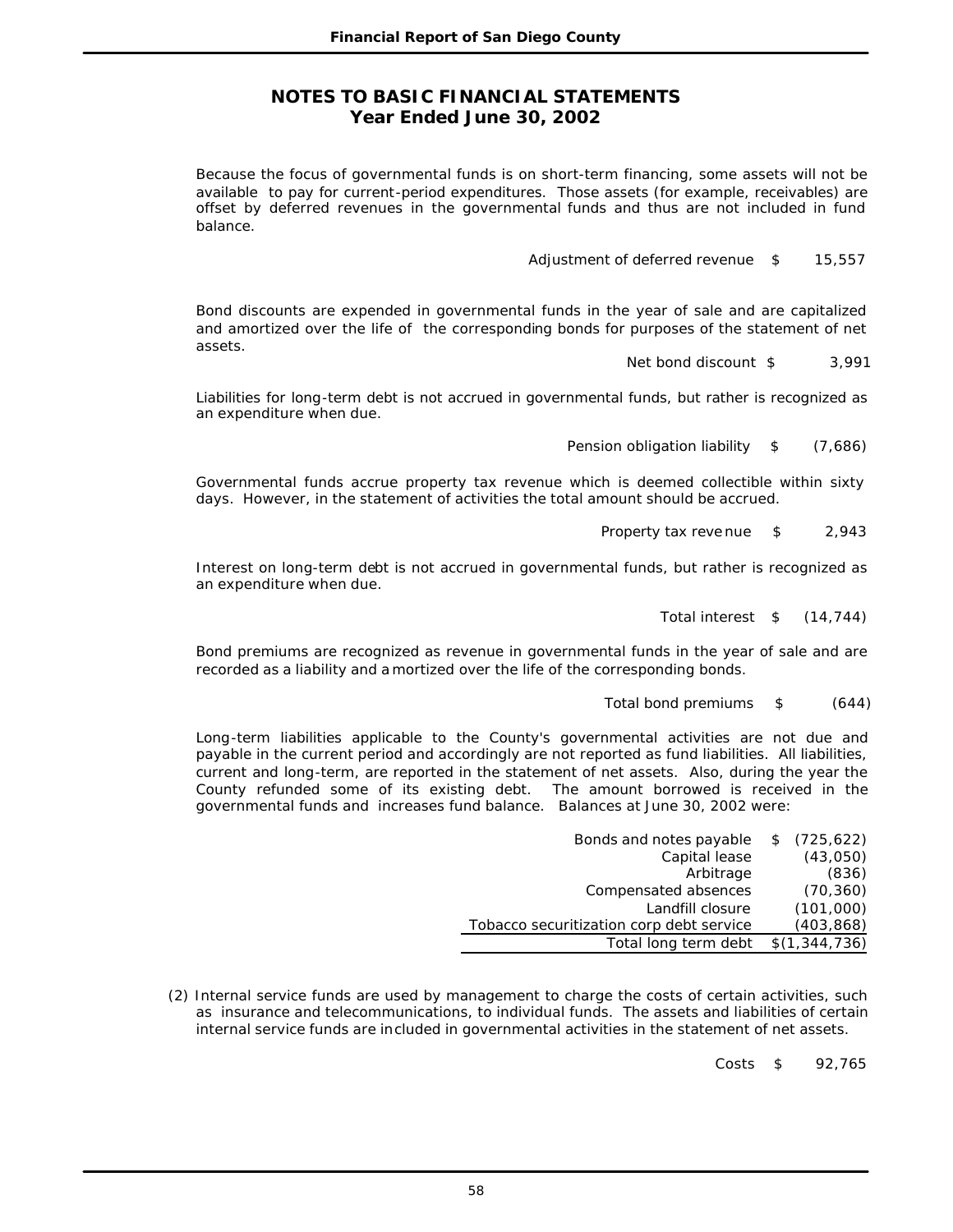## NOTES TO BASIC FINANCIAL STATEMENTS
## Year Ended June 30, 2002

Because the focus of governmental funds is on short-term financing, some assets will not be available to pay for current-period expenditures. Those assets (for example, receivables) are offset by deferred revenues in the governmental funds and thus are not included in fund balance.

| | | |
|---|---|---|
| Adjustment of deferred revenue | $ | 15,557 |

Bond discounts are expended in governmental funds in the year of sale and are capitalized and amortized over the life of the corresponding bonds for purposes of the statement of net assets.

| | | |
|---|---|---|
| Net bond discount | $ | 3,991 |

Liabilities for long-term debt is not accrued in governmental funds, but rather is recognized as an expenditure when due.

| | | |
|---|---|---|
| Pension obligation liability | $ | (7,686) |

Governmental funds accrue property tax revenue which is deemed collectible within sixty days. However, in the statement of activities the total amount should be accrued.

| | | |
|---|---|---|
| Property tax revenue | $ | 2,943 |

Interest on long-term debt is not accrued in governmental funds, but rather is recognized as an expenditure when due.

| | | |
|---|---|---|
| Total interest | $ | (14,744) |

Bond premiums are recognized as revenue in governmental funds in the year of sale and are recorded as a liability and amortized over the life of the corresponding bonds.

| | | |
|---|---|---|
| Total bond premiums | $ | (644) |

Long-term liabilities applicable to the County's governmental activities are not due and payable in the current period and accordingly are not reported as fund liabilities. All liabilities, current and long-term, are reported in the statement of net assets. Also, during the year the County refunded some of its existing debt. The amount borrowed is received in the governmental funds and increases fund balance. Balances at June 30, 2002 were:

| | |
|---|---|
| Bonds and notes payable | $ (725,622) |
| Capital lease | (43,050) |
| Arbitrage | (836) |
| Compensated absences | (70,360) |
| Landfill closure | (101,000) |
| Tobacco securitization corp debt service | (403,868) |
| Total long term debt | $(1,344,736) |

(2) Internal service funds are used by management to charge the costs of certain activities, such as insurance and telecommunications, to individual funds. The assets and liabilities of certain internal service funds are included in governmental activities in the statement of net assets.

| | | |
|---|---|---|
| Costs | $ | 92,765 |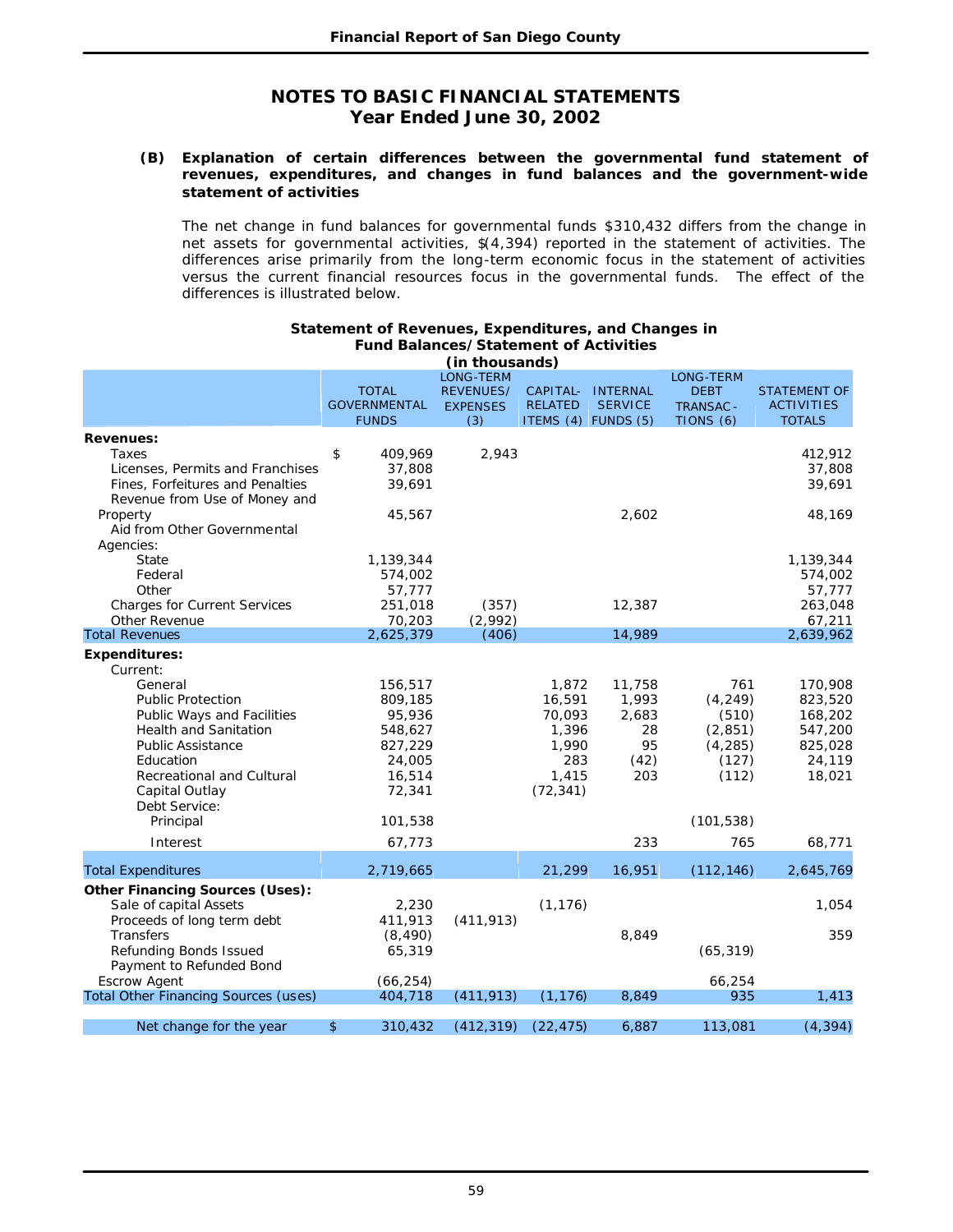# NOTES TO BASIC FINANCIAL STATEMENTS
## Year Ended June 30, 2002

**(B) Explanation of certain differences between the governmental fund statement of revenues, expenditures, and changes in fund balances and the government-wide statement of activities**

The net change in fund balances for governmental funds $310,432 differs from the change in net assets for governmental activities, $(4,394) reported in the statement of activities. The differences arise primarily from the long-term economic focus in the statement of activities versus the current financial resources focus in the governmental funds. The effect of the differences is illustrated below.

**Statement of Revenues, Expenditures, and Changes in Fund Balances/Statement of Activities (in thousands)**

| | TOTAL GOVERNMENTAL FUNDS | LONG-TERM REVENUES/ EXPENSES (3) | CAPITAL-RELATED ITEMS (4) | INTERNAL SERVICE FUNDS (5) | LONG-TERM DEBT TRANSAC-TIONS (6) | STATEMENT OF ACTIVITIES TOTALS |
|---|---|---|---|---|---|---|
| **Revenues:** | | | | | | |
| Taxes | $ 409,969 | 2,943 | | | | 412,912 |
| Licenses, Permits and Franchises | 37,808 | | | | | 37,808 |
| Fines, Forfeitures and Penalties | 39,691 | | | | | 39,691 |
| Revenue from Use of Money and Property | 45,567 | | | 2,602 | | 48,169 |
| Aid from Other Governmental Agencies: | | | | | | |
| State | 1,139,344 | | | | | 1,139,344 |
| Federal | 574,002 | | | | | 574,002 |
| Other | 57,777 | | | | | 57,777 |
| Charges for Current Services | 251,018 | (357) | | 12,387 | | 263,048 |
| Other Revenue | 70,203 | (2,992) | | | | 67,211 |
| Total Revenues | 2,625,379 | (406) | | 14,989 | | 2,639,962 |
| **Expenditures:** | | | | | | |
| Current: | | | | | | |
| General | 156,517 | | 1,872 | 11,758 | 761 | 170,908 |
| Public Protection | 809,185 | | 16,591 | 1,993 | (4,249) | 823,520 |
| Public Ways and Facilities | 95,936 | | 70,093 | 2,683 | (510) | 168,202 |
| Health and Sanitation | 548,627 | | 1,396 | 28 | (2,851) | 547,200 |
| Public Assistance | 827,229 | | 1,990 | 95 | (4,285) | 825,028 |
| Education | 24,005 | | 283 | (42) | (127) | 24,119 |
| Recreational and Cultural | 16,514 | | 1,415 | 203 | (112) | 18,021 |
| Capital Outlay | 72,341 | | (72,341) | | | |
| Debt Service: | | | | | | |
| Principal | 101,538 | | | | (101,538) | |
| Interest | 67,773 | | | 233 | 765 | 68,771 |
| Total Expenditures | 2,719,665 | | 21,299 | 16,951 | (112,146) | 2,645,769 |
| **Other Financing Sources (Uses):** | | | | | | |
| Sale of capital Assets | 2,230 | | (1,176) | | | 1,054 |
| Proceeds of long term debt | 411,913 | (411,913) | | | | |
| Transfers | (8,490) | | | 8,849 | | 359 |
| Refunding Bonds Issued | 65,319 | | | | (65,319) | |
| Payment to Refunded Bond Escrow Agent | (66,254) | | | | 66,254 | |
| Total Other Financing Sources (uses) | 404,718 | (411,913) | (1,176) | 8,849 | 935 | 1,413 |
| Net change for the year | $ 310,432 | (412,319) | (22,475) | 6,887 | 113,081 | (4,394) |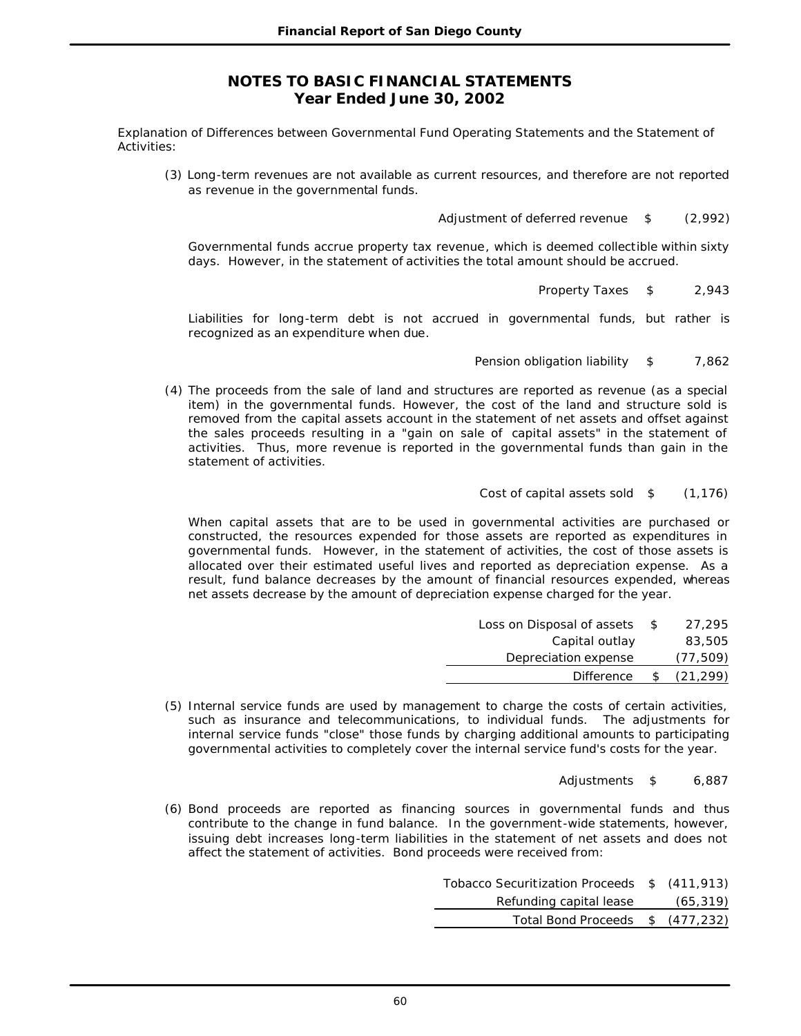## NOTES TO BASIC FINANCIAL STATEMENTS
## Year Ended June 30, 2002

Explanation of Differences between Governmental Fund Operating Statements and the Statement of Activities:

(3) Long-term revenues are not available as current resources, and therefore are not reported as revenue in the governmental funds.

| | | |
|---|---|---|
| Adjustment of deferred revenue | $ | (2,992) |

Governmental funds accrue property tax revenue, which is deemed collectible within sixty days. However, in the statement of activities the total amount should be accrued.

| | | |
|---|---|---|
| Property Taxes | $ | 2,943 |

Liabilities for long-term debt is not accrued in governmental funds, but rather is recognized as an expenditure when due.

| | | |
|---|---|---|
| Pension obligation liability | $ | 7,862 |

(4) The proceeds from the sale of land and structures are reported as revenue (as a special item) in the governmental funds. However, the cost of the land and structure sold is removed from the capital assets account in the statement of net assets and offset against the sales proceeds resulting in a "gain on sale of capital assets" in the statement of activities. Thus, more revenue is reported in the governmental funds than gain in the statement of activities.

| | | |
|---|---|---|
| Cost of capital assets sold | $ | (1,176) |

When capital assets that are to be used in governmental activities are purchased or constructed, the resources expended for those assets are reported as expenditures in governmental funds. However, in the statement of activities, the cost of those assets is allocated over their estimated useful lives and reported as depreciation expense. As a result, fund balance decreases by the amount of financial resources expended, whereas net assets decrease by the amount of depreciation expense charged for the year.

| | | |
|---|---|---|
| Loss on Disposal of assets | $ | 27,295 |
| Capital outlay | | 83,505 |
| Depreciation expense | | (77,509) |
| Difference | $ | (21,299) |

(5) Internal service funds are used by management to charge the costs of certain activities, such as insurance and telecommunications, to individual funds. The adjustments for internal service funds "close" those funds by charging additional amounts to participating governmental activities to completely cover the internal service fund's costs for the year.

| | | |
|---|---|---|
| Adjustments | $ | 6,887 |

(6) Bond proceeds are reported as financing sources in governmental funds and thus contribute to the change in fund balance. In the government-wide statements, however, issuing debt increases long-term liabilities in the statement of net assets and does not affect the statement of activities. Bond proceeds were received from:

| | | |
|---|---|---|
| Tobacco Securitization Proceeds | $ | (411,913) |
| Refunding capital lease | | (65,319) |
| Total Bond Proceeds | $ | (477,232) |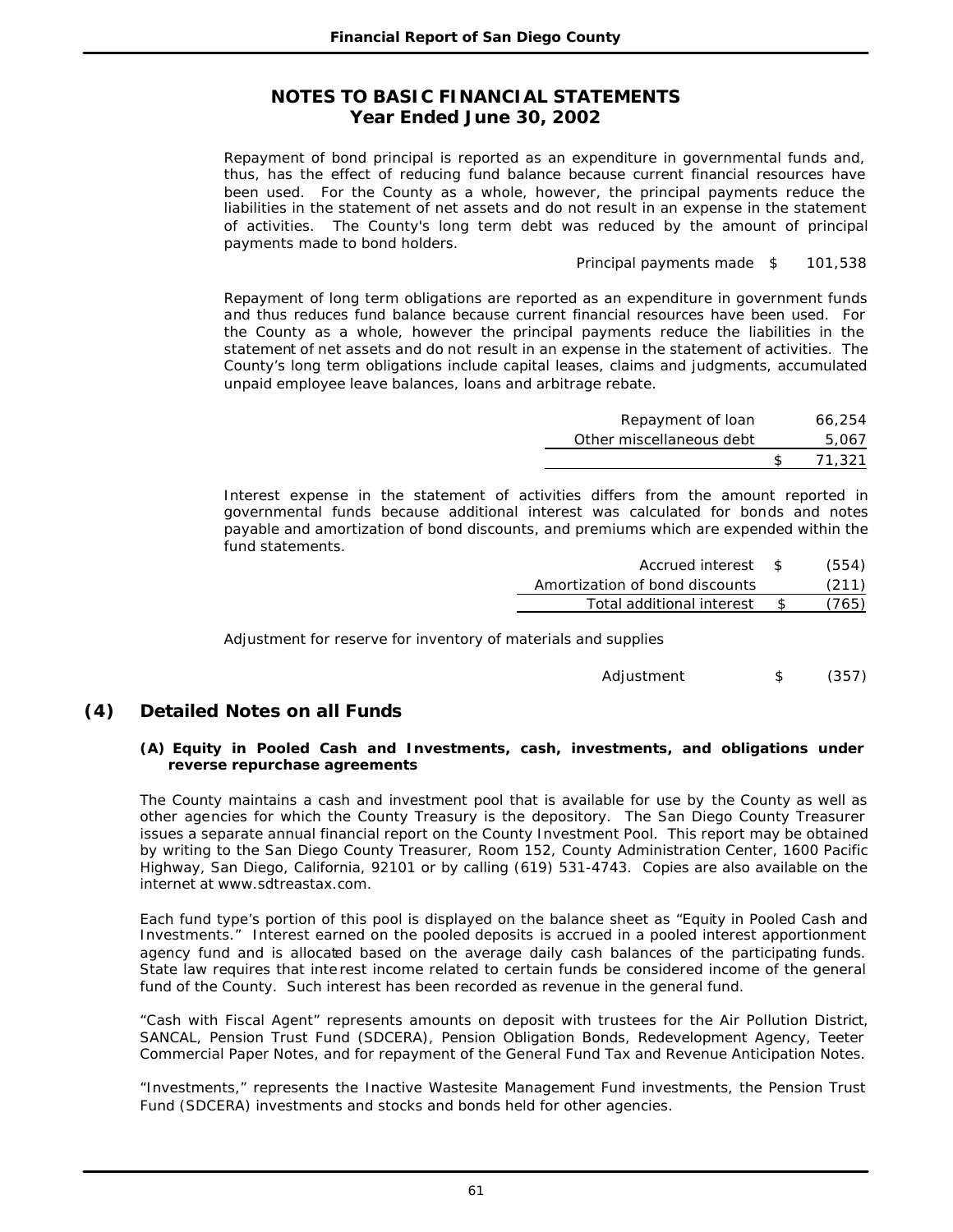# NOTES TO BASIC FINANCIAL STATEMENTS
## Year Ended June 30, 2002

Repayment of bond principal is reported as an expenditure in governmental funds and, thus, has the effect of reducing fund balance because current financial resources have been used. For the County as a whole, however, the principal payments reduce the liabilities in the statement of net assets and do not result in an expense in the statement of activities. The County's long term debt was reduced by the amount of principal payments made to bond holders.

| | | |
|---|---|---|
| Principal payments made | $ | 101,538 |

Repayment of long term obligations are reported as an expenditure in government funds and thus reduces fund balance because current financial resources have been used. For the County as a whole, however the principal payments reduce the liabilities in the statement of net assets and do not result in an expense in the statement of activities. The County's long term obligations include capital leases, claims and judgments, accumulated unpaid employee leave balances, loans and arbitrage rebate.

| | | |
|---|---|---|
| Repayment of loan | | 66,254 |
| Other miscellaneous debt | | 5,067 |
| | $ | 71,321 |

Interest expense in the statement of activities differs from the amount reported in governmental funds because additional interest was calculated for bonds and notes payable and amortization of bond discounts, and premiums which are expended within the fund statements.

| | | |
|---|---|---|
| Accrued interest | $ | (554) |
| Amortization of bond discounts | | (211) |
| Total additional interest | $ | (765) |

Adjustment for reserve for inventory of materials and supplies

| | | |
|---|---|---|
| Adjustment | $ | (357) |

## (4) Detailed Notes on all Funds

### (A) Equity in Pooled Cash and Investments, cash, investments, and obligations under reverse repurchase agreements

The County maintains a cash and investment pool that is available for use by the County as well as other agencies for which the County Treasury is the depository. The San Diego County Treasurer issues a separate annual financial report on the County Investment Pool. This report may be obtained by writing to the San Diego County Treasurer, Room 152, County Administration Center, 1600 Pacific Highway, San Diego, California, 92101 or by calling (619) 531-4743. Copies are also available on the internet at www.sdtreastax.com.

Each fund type's portion of this pool is displayed on the balance sheet as "Equity in Pooled Cash and Investments." Interest earned on the pooled deposits is accrued in a pooled interest apportionment agency fund and is allocated based on the average daily cash balances of the participating funds. State law requires that interest income related to certain funds be considered income of the general fund of the County. Such interest has been recorded as revenue in the general fund.

"Cash with Fiscal Agent" represents amounts on deposit with trustees for the Air Pollution District, SANCAL, Pension Trust Fund (SDCERA), Pension Obligation Bonds, Redevelopment Agency, Teeter Commercial Paper Notes, and for repayment of the General Fund Tax and Revenue Anticipation Notes.

"Investments," represents the Inactive Wastesite Management Fund investments, the Pension Trust Fund (SDCERA) investments and stocks and bonds held for other agencies.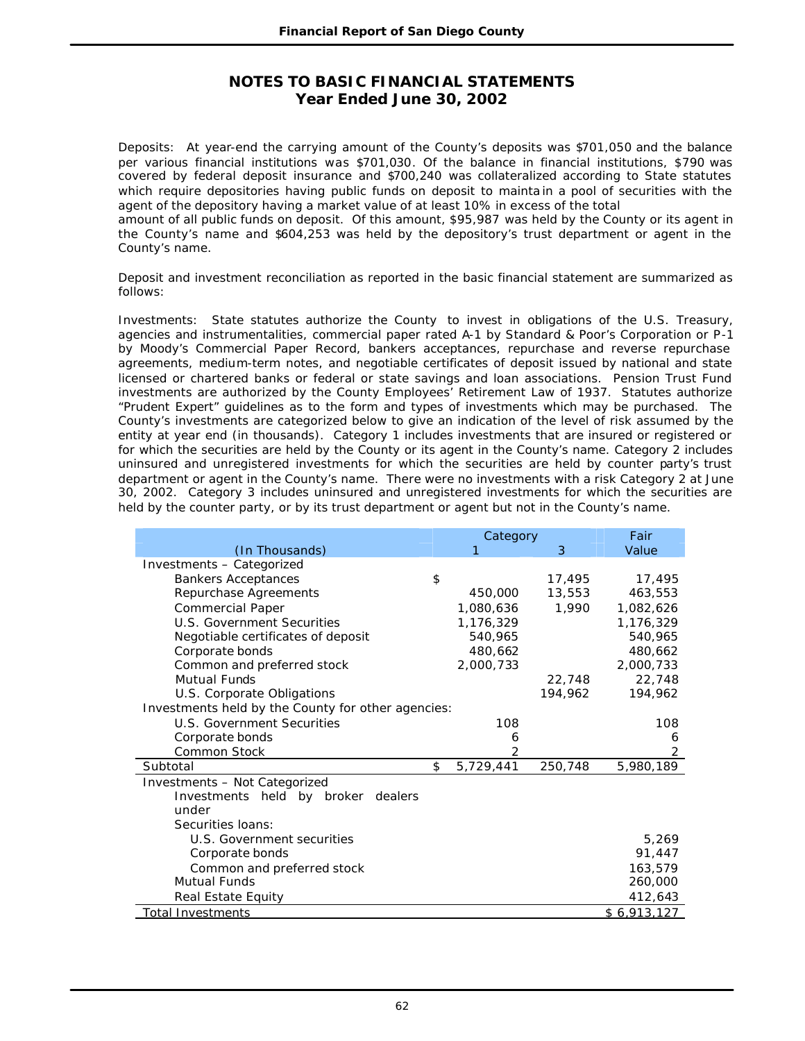# NOTES TO BASIC FINANCIAL STATEMENTS
## Year Ended June 30, 2002

Deposits: At year-end the carrying amount of the County's deposits was $701,050 and the balance per various financial institutions was $701,030. Of the balance in financial institutions, $790 was covered by federal deposit insurance and $700,240 was collateralized according to State statutes which require depositories having public funds on deposit to maintain in a pool of securities with the agent of the depository having a market value of at least 10% in excess of the total amount of all public funds on deposit. Of this amount, $95,987 was held by the County or its agent in the County's name and $604,253 was held by the depository's trust department or agent in the County's name.

Deposit and investment reconciliation as reported in the basic financial statement are summarized as follows:

Investments: State statutes authorize the County to invest in obligations of the U.S. Treasury, agencies and instrumentalities, commercial paper rated A-1 by Standard & Poor's Corporation or P-1 by Moody's Commercial Paper Record, bankers acceptances, repurchase and reverse repurchase agreements, medium-term notes, and negotiable certificates of deposit issued by national and state licensed or chartered banks or federal or state savings and loan associations. Pension Trust Fund investments are authorized by the County Employees' Retirement Law of 1937. Statutes authorize "Prudent Expert" guidelines as to the form and types of investments which may be purchased. The County's investments are categorized below to give an indication of the level of risk assumed by the entity at year end (in thousands). Category 1 includes investments that are insured or registered or for which the securities are held by the County or its agent in the County's name. Category 2 includes uninsured and unregistered investments for which the securities are held by counter party's trust department or agent in the County's name. There were no investments with a risk Category 2 at June 30, 2002. Category 3 includes uninsured and unregistered investments for which the securities are held by the counter party, or by its trust department or agent but not in the County's name.

| (In Thousands) | Category 1 | Category 3 | Fair Value |
|---|---|---|---|
| Investments – Categorized | | | |
| Bankers Acceptances | $ | 17,495 | 17,495 |
| Repurchase Agreements | 450,000 | 13,553 | 463,553 |
| Commercial Paper | 1,080,636 | 1,990 | 1,082,626 |
| U.S. Government Securities | 1,176,329 | | 1,176,329 |
| Negotiable certificates of deposit | 540,965 | | 540,965 |
| Corporate bonds | 480,662 | | 480,662 |
| Common and preferred stock | 2,000,733 | | 2,000,733 |
| Mutual Funds | | 22,748 | 22,748 |
| U.S. Corporate Obligations | | 194,962 | 194,962 |
| Investments held by the County for other agencies: | | | |
| U.S. Government Securities | 108 | | 108 |
| Corporate bonds | 6 | | 6 |
| Common Stock | 2 | | 2 |
| Subtotal | $ 5,729,441 | 250,748 | 5,980,189 |
| Investments – Not Categorized | | | |
| Investments held by broker dealers under | | | |
| Securities loans: | | | |
| U.S. Government securities | | | 5,269 |
| Corporate bonds | | | 91,447 |
| Common and preferred stock | | | 163,579 |
| Mutual Funds | | | 260,000 |
| Real Estate Equity | | | 412,643 |
| Total Investments | | | $ 6,913,127 |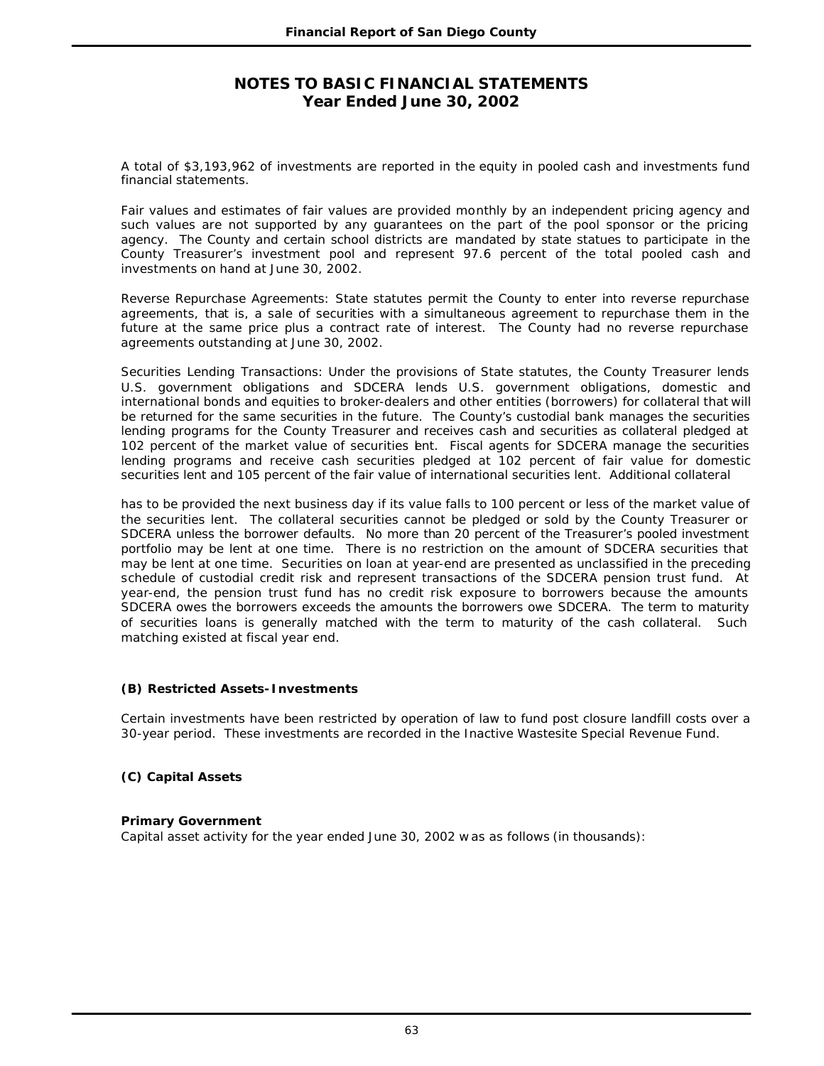# NOTES TO BASIC FINANCIAL STATEMENTS
## Year Ended June 30, 2002

A total of $3,193,962 of investments are reported in the equity in pooled cash and investments fund financial statements.

Fair values and estimates of fair values are provided monthly by an independent pricing agency and such values are not supported by any guarantees on the part of the pool sponsor or the pricing agency. The County and certain school districts are mandated by state statues to participate in the County Treasurer's investment pool and represent 97.6 percent of the total pooled cash and investments on hand at June 30, 2002.

Reverse Repurchase Agreements: State statutes permit the County to enter into reverse repurchase agreements, that is, a sale of securities with a simultaneous agreement to repurchase them in the future at the same price plus a contract rate of interest. The County had no reverse repurchase agreements outstanding at June 30, 2002.

Securities Lending Transactions: Under the provisions of State statutes, the County Treasurer lends U.S. government obligations and SDCERA lends U.S. government obligations, domestic and international bonds and equities to broker-dealers and other entities (borrowers) for collateral that will be returned for the same securities in the future. The County's custodial bank manages the securities lending programs for the County Treasurer and receives cash and securities as collateral pledged at 102 percent of the market value of securities lent. Fiscal agents for SDCERA manage the securities lending programs and receive cash securities pledged at 102 percent of fair value for domestic securities lent and 105 percent of the fair value of international securities lent. Additional collateral has to be provided the next business day if its value falls to 100 percent or less of the market value of the securities lent. The collateral securities cannot be pledged or sold by the County Treasurer or SDCERA unless the borrower defaults. No more than 20 percent of the Treasurer's pooled investment portfolio may be lent at one time. There is no restriction on the amount of SDCERA securities that may be lent at one time. Securities on loan at year-end are presented as unclassified in the preceding schedule of custodial credit risk and represent transactions of the SDCERA pension trust fund. At year-end, the pension trust fund has no credit risk exposure to borrowers because the amounts SDCERA owes the borrowers exceeds the amounts the borrowers owe SDCERA. The term to maturity of securities loans is generally matched with the term to maturity of the cash collateral. Such matching existed at fiscal year end.

### (B) Restricted Assets-Investments

Certain investments have been restricted by operation of law to fund post closure landfill costs over a 30-year period. These investments are recorded in the Inactive Wastesite Special Revenue Fund.

### (C) Capital Assets

#### Primary Government

Capital asset activity for the year ended June 30, 2002 was as follows (in thousands):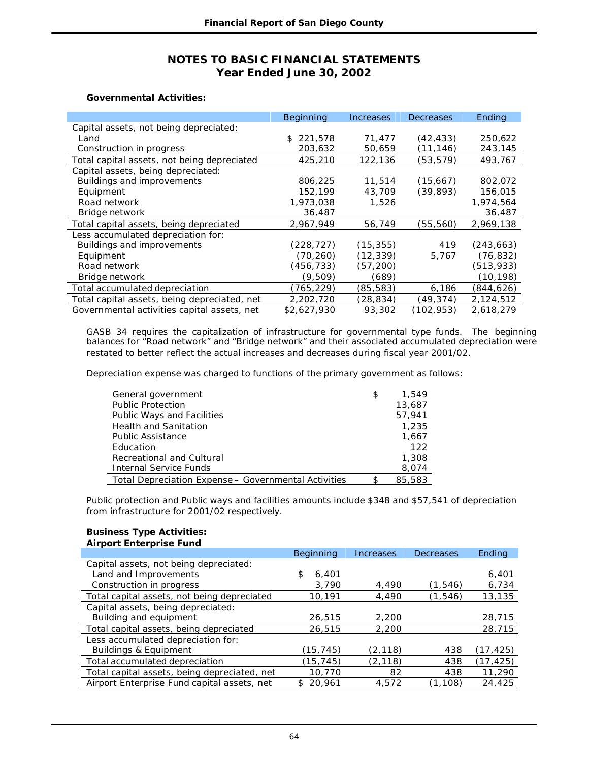## NOTES TO BASIC FINANCIAL STATEMENTS
## Year Ended June 30, 2002

**Governmental Activities:**

| | Beginning | Increases | Decreases | Ending |
|---|---|---|---|---|
| Capital assets, not being depreciated: | | | | |
| Land | $ 221,578 | 71,477 | (42,433) | 250,622 |
| Construction in progress | 203,632 | 50,659 | (11,146) | 243,145 |
| Total capital assets, not being depreciated | 425,210 | 122,136 | (53,579) | 493,767 |
| Capital assets, being depreciated: | | | | |
| Buildings and improvements | 806,225 | 11,514 | (15,667) | 802,072 |
| Equipment | 152,199 | 43,709 | (39,893) | 156,015 |
| Road network | 1,973,038 | 1,526 | | 1,974,564 |
| Bridge network | 36,487 | | | 36,487 |
| Total capital assets, being depreciated | 2,967,949 | 56,749 | (55,560) | 2,969,138 |
| Less accumulated depreciation for: | | | | |
| Buildings and improvements | (228,727) | (15,355) | 419 | (243,663) |
| Equipment | (70,260) | (12,339) | 5,767 | (76,832) |
| Road network | (456,733) | (57,200) | | (513,933) |
| Bridge network | (9,509) | (689) | | (10,198) |
| Total accumulated depreciation | (765,229) | (85,583) | 6,186 | (844,626) |
| Total capital assets, being depreciated, net | 2,202,720 | (28,834) | (49,374) | 2,124,512 |
| Governmental activities capital assets, net | $2,627,930 | 93,302 | (102,953) | 2,618,279 |

GASB 34 requires the capitalization of infrastructure for governmental type funds. The beginning balances for “Road network” and “Bridge network” and their associated accumulated depreciation were restated to better reflect the actual increases and decreases during fiscal year 2001/02.

Depreciation expense was charged to functions of the primary government as follows:

| | |
|---|---|
| General government | $ 1,549 |
| Public Protection | 13,687 |
| Public Ways and Facilities | 57,941 |
| Health and Sanitation | 1,235 |
| Public Assistance | 1,667 |
| Education | 122 |
| Recreational and Cultural | 1,308 |
| Internal Service Funds | 8,074 |
| Total Depreciation Expense – Governmental Activities | $ 85,583 |

Public protection and Public ways and facilities amounts include $348 and $57,541 of depreciation from infrastructure for 2001/02 respectively.

**Business Type Activities:**
**Airport Enterprise Fund**

| | Beginning | Increases | Decreases | Ending |
|---|---|---|---|---|
| Capital assets, not being depreciated: | | | | |
| Land and Improvements | $ 6,401 | | | 6,401 |
| Construction in progress | 3,790 | 4,490 | (1,546) | 6,734 |
| Total capital assets, not being depreciated | 10,191 | 4,490 | (1,546) | 13,135 |
| Capital assets, being depreciated: | | | | |
| Building and equipment | 26,515 | 2,200 | | 28,715 |
| Total capital assets, being depreciated | 26,515 | 2,200 | | 28,715 |
| Less accumulated depreciation for: | | | | |
| Buildings & Equipment | (15,745) | (2,118) | 438 | (17,425) |
| Total accumulated depreciation | (15,745) | (2,118) | 438 | (17,425) |
| Total capital assets, being depreciated, net | 10,770 | 82 | 438 | 11,290 |
| Airport Enterprise Fund capital assets, net | $ 20,961 | 4,572 | (1,108) | 24,425 |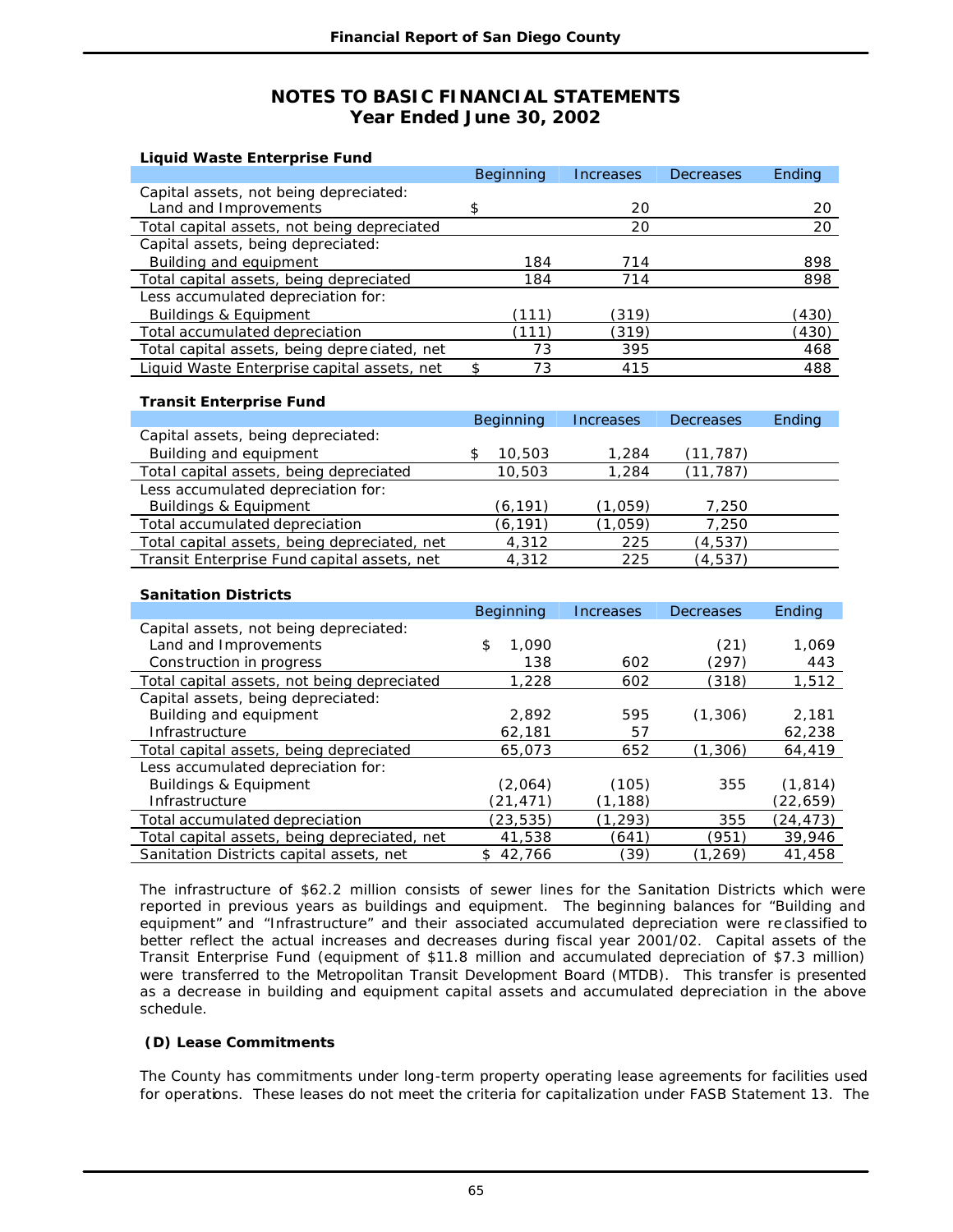## NOTES TO BASIC FINANCIAL STATEMENTS
### Year Ended June 30, 2002

**Liquid Waste Enterprise Fund**

| | Beginning | Increases | Decreases | Ending |
|---|---|---|---|---|
| Capital assets, not being depreciated: | | | | |
| Land and Improvements | $ | 20 | | 20 |
| Total capital assets, not being depreciated | | 20 | | 20 |
| Capital assets, being depreciated: | | | | |
| Building and equipment | 184 | 714 | | 898 |
| Total capital assets, being depreciated | 184 | 714 | | 898 |
| Less accumulated depreciation for: | | | | |
| Buildings & Equipment | (111) | (319) | | (430) |
| Total accumulated depreciation | (111) | (319) | | (430) |
| Total capital assets, being depreciated, net | 73 | 395 | | 468 |
| Liquid Waste Enterprise capital assets, net | $ 73 | 415 | | 488 |

**Transit Enterprise Fund**

| | Beginning | Increases | Decreases | Ending |
|---|---|---|---|---|
| Capital assets, being depreciated: | | | | |
| Building and equipment | $ 10,503 | 1,284 | (11,787) | |
| Total capital assets, being depreciated | 10,503 | 1,284 | (11,787) | |
| Less accumulated depreciation for: | | | | |
| Buildings & Equipment | (6,191) | (1,059) | 7,250 | |
| Total accumulated depreciation | (6,191) | (1,059) | 7,250 | |
| Total capital assets, being depreciated, net | 4,312 | 225 | (4,537) | |
| Transit Enterprise Fund capital assets, net | 4,312 | 225 | (4,537) | |

**Sanitation Districts**

| | Beginning | Increases | Decreases | Ending |
|---|---|---|---|---|
| Capital assets, not being depreciated: | | | | |
| Land and Improvements | $ 1,090 | | (21) | 1,069 |
| Construction in progress | 138 | 602 | (297) | 443 |
| Total capital assets, not being depreciated | 1,228 | 602 | (318) | 1,512 |
| Capital assets, being depreciated: | | | | |
| Building and equipment | 2,892 | 595 | (1,306) | 2,181 |
| Infrastructure | 62,181 | 57 | | 62,238 |
| Total capital assets, being depreciated | 65,073 | 652 | (1,306) | 64,419 |
| Less accumulated depreciation for: | | | | |
| Buildings & Equipment | (2,064) | (105) | 355 | (1,814) |
| Infrastructure | (21,471) | (1,188) | | (22,659) |
| Total accumulated depreciation | (23,535) | (1,293) | 355 | (24,473) |
| Total capital assets, being depreciated, net | 41,538 | (641) | (951) | 39,946 |
| Sanitation Districts capital assets, net | $ 42,766 | (39) | (1,269) | 41,458 |

The infrastructure of $62.2 million consists of sewer lines for the Sanitation Districts which were reported in previous years as buildings and equipment. The beginning balances for "Building and equipment" and "Infrastructure" and their associated accumulated depreciation were reclassified to better reflect the actual increases and decreases during fiscal year 2001/02. Capital assets of the Transit Enterprise Fund (equipment of $11.8 million and accumulated depreciation of $7.3 million) were transferred to the Metropolitan Transit Development Board (MTDB). This transfer is presented as a decrease in building and equipment capital assets and accumulated depreciation in the above schedule.

**(D) Lease Commitments**

The County has commitments under long-term property operating lease agreements for facilities used for operations. These leases do not meet the criteria for capitalization under FASB Statement 13. The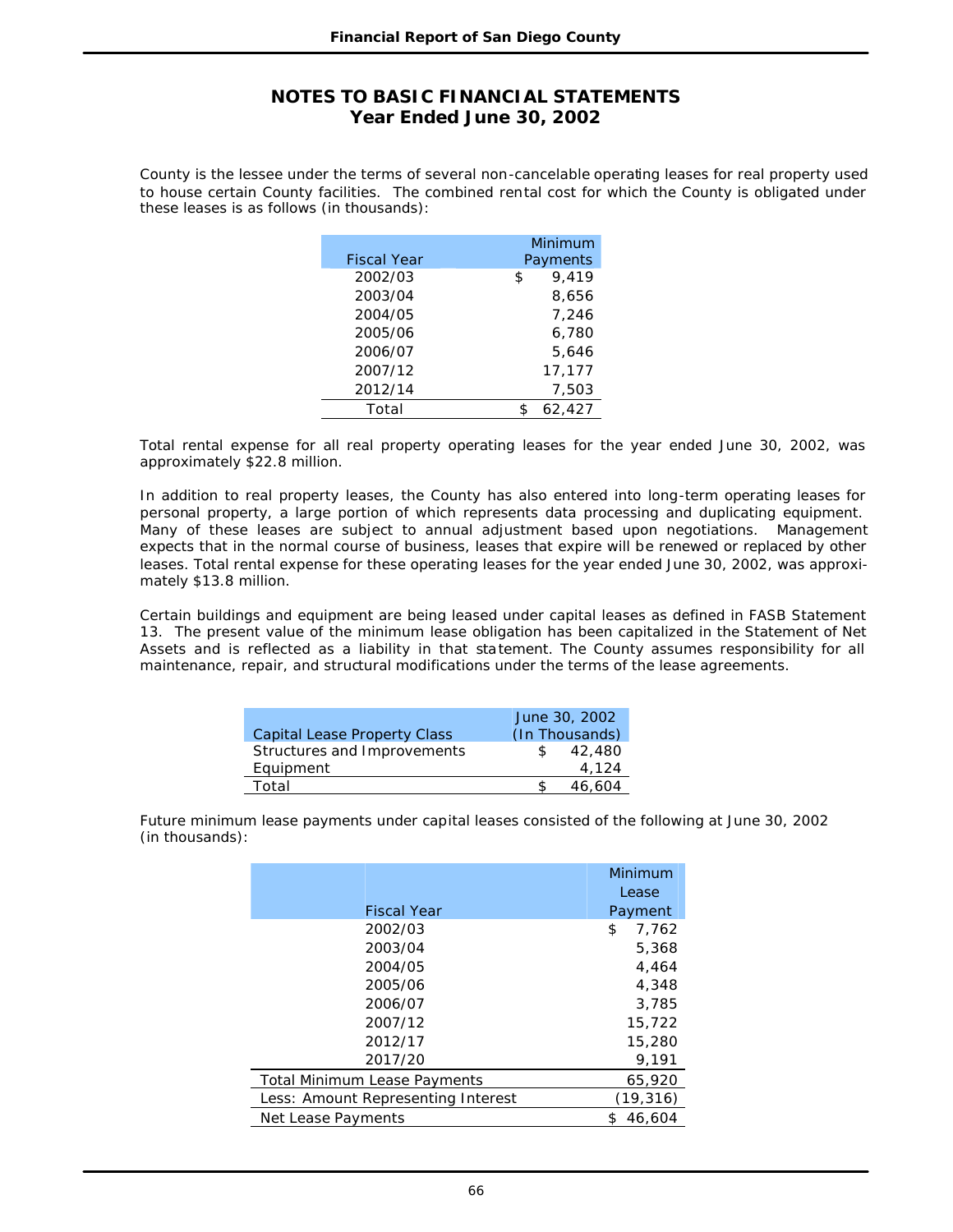## NOTES TO BASIC FINANCIAL STATEMENTS
## Year Ended June 30, 2002

County is the lessee under the terms of several non-cancelable operating leases for real property used to house certain County facilities. The combined rental cost for which the County is obligated under these leases is as follows (in thousands):

| Fiscal Year | Minimum Payments |
|---|---|
| 2002/03 | $ 9,419 |
| 2003/04 | 8,656 |
| 2004/05 | 7,246 |
| 2005/06 | 6,780 |
| 2006/07 | 5,646 |
| 2007/12 | 17,177 |
| 2012/14 | 7,503 |
| Total | $ 62,427 |

Total rental expense for all real property operating leases for the year ended June 30, 2002, was approximately $22.8 million.

In addition to real property leases, the County has also entered into long-term operating leases for personal property, a large portion of which represents data processing and duplicating equipment. Many of these leases are subject to annual adjustment based upon negotiations. Management expects that in the normal course of business, leases that expire will be renewed or replaced by other leases. Total rental expense for these operating leases for the year ended June 30, 2002, was approximately $13.8 million.

Certain buildings and equipment are being leased under capital leases as defined in FASB Statement 13. The present value of the minimum lease obligation has been capitalized in the Statement of Net Assets and is reflected as a liability in that statement. The County assumes responsibility for all maintenance, repair, and structural modifications under the terms of the lease agreements.

| Capital Lease Property Class | June 30, 2002 (In Thousands) |
|---|---|
| Structures and Improvements | $ 42,480 |
| Equipment | 4,124 |
| Total | $ 46,604 |

Future minimum lease payments under capital leases consisted of the following at June 30, 2002 (in thousands):

| Fiscal Year | Minimum Lease Payment |
|---|---|
| 2002/03 | $ 7,762 |
| 2003/04 | 5,368 |
| 2004/05 | 4,464 |
| 2005/06 | 4,348 |
| 2006/07 | 3,785 |
| 2007/12 | 15,722 |
| 2012/17 | 15,280 |
| 2017/20 | 9,191 |
| Total Minimum Lease Payments | 65,920 |
| Less: Amount Representing Interest | (19,316) |
| Net Lease Payments | $ 46,604 |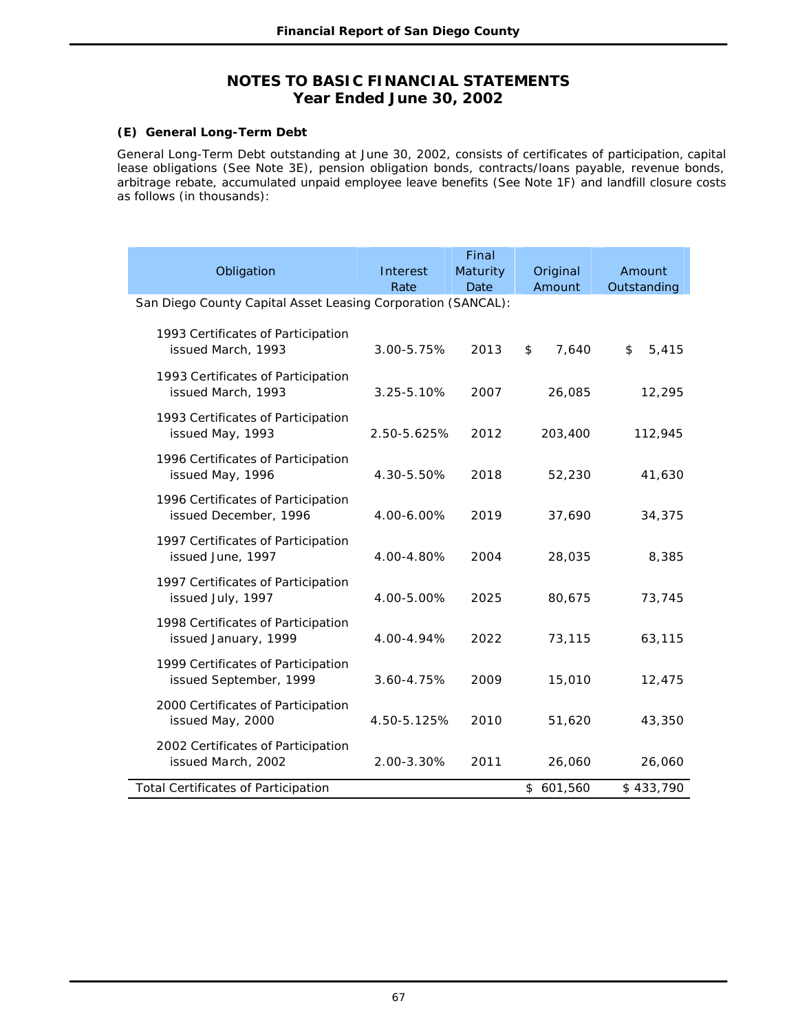## NOTES TO BASIC FINANCIAL STATEMENTS
## Year Ended June 30, 2002

### (E) General Long-Term Debt

General Long-Term Debt outstanding at June 30, 2002, consists of certificates of participation, capital lease obligations (See Note 3E), pension obligation bonds, contracts/loans payable, revenue bonds, arbitrage rebate, accumulated unpaid employee leave benefits (See Note 1F) and landfill closure costs as follows (in thousands):

| Obligation | Interest Rate | Final Maturity Date | Original Amount | Amount Outstanding |
|---|---|---|---|---|
| San Diego County Capital Asset Leasing Corporation (SANCAL): | | | | |
| 1993 Certificates of Participation issued March, 1993 | 3.00-5.75% | 2013 | $ 7,640 | $ 5,415 |
| 1993 Certificates of Participation issued March, 1993 | 3.25-5.10% | 2007 | 26,085 | 12,295 |
| 1993 Certificates of Participation issued May, 1993 | 2.50-5.625% | 2012 | 203,400 | 112,945 |
| 1996 Certificates of Participation issued May, 1996 | 4.30-5.50% | 2018 | 52,230 | 41,630 |
| 1996 Certificates of Participation issued December, 1996 | 4.00-6.00% | 2019 | 37,690 | 34,375 |
| 1997 Certificates of Participation issued June, 1997 | 4.00-4.80% | 2004 | 28,035 | 8,385 |
| 1997 Certificates of Participation issued July, 1997 | 4.00-5.00% | 2025 | 80,675 | 73,745 |
| 1998 Certificates of Participation issued January, 1999 | 4.00-4.94% | 2022 | 73,115 | 63,115 |
| 1999 Certificates of Participation issued September, 1999 | 3.60-4.75% | 2009 | 15,010 | 12,475 |
| 2000 Certificates of Participation issued May, 2000 | 4.50-5.125% | 2010 | 51,620 | 43,350 |
| 2002 Certificates of Participation issued March, 2002 | 2.00-3.30% | 2011 | 26,060 | 26,060 |
| Total Certificates of Participation | | | $ 601,560 | $ 433,790 |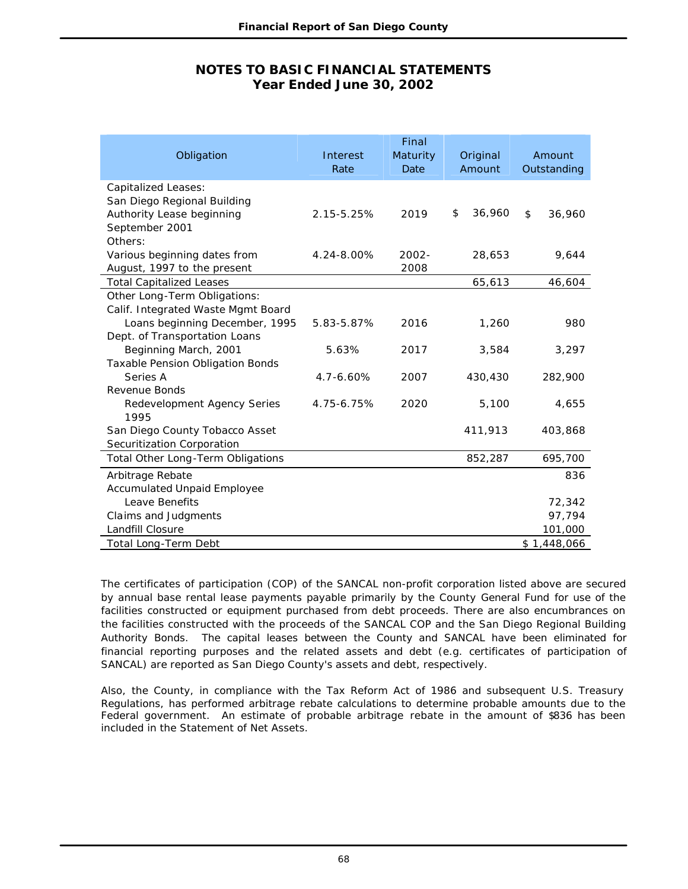## NOTES TO BASIC FINANCIAL STATEMENTS
## Year Ended June 30, 2002

| Obligation | Interest Rate | Final Maturity Date | Original Amount | Amount Outstanding |
|---|---|---|---|---|
| Capitalized Leases: | | | | |
| San Diego Regional Building Authority Lease beginning September 2001 | 2.15-5.25% | 2019 | $ 36,960 | $ 36,960 |
| Others: | | | | |
| Various beginning dates from August, 1997 to the present | 4.24-8.00% | 2002-2008 | 28,653 | 9,644 |
| Total Capitalized Leases | | | 65,613 | 46,604 |
| Other Long-Term Obligations: | | | | |
| Calif. Integrated Waste Mgmt Board Loans beginning December, 1995 | 5.83-5.87% | 2016 | 1,260 | 980 |
| Dept. of Transportation Loans Beginning March, 2001 | 5.63% | 2017 | 3,584 | 3,297 |
| Taxable Pension Obligation Bonds Series A | 4.7-6.60% | 2007 | 430,430 | 282,900 |
| Revenue Bonds Redevelopment Agency Series 1995 | 4.75-6.75% | 2020 | 5,100 | 4,655 |
| San Diego County Tobacco Asset Securitization Corporation | | | 411,913 | 403,868 |
| Total Other Long-Term Obligations | | | 852,287 | 695,700 |
| Arbitrage Rebate | | | | 836 |
| Accumulated Unpaid Employee Leave Benefits | | | | 72,342 |
| Claims and Judgments | | | | 97,794 |
| Landfill Closure | | | | 101,000 |
| Total Long-Term Debt | | | | $ 1,448,066 |

The certificates of participation (COP) of the SANCAL non-profit corporation listed above are secured by annual base rental lease payments payable primarily by the County General Fund for use of the facilities constructed or equipment purchased from debt proceeds. There are also encumbrances on the facilities constructed with the proceeds of the SANCAL COP and the San Diego Regional Building Authority Bonds. The capital leases between the County and SANCAL have been eliminated for financial reporting purposes and the related assets and debt (e.g. certificates of participation of SANCAL) are reported as San Diego County's assets and debt, respectively.

Also, the County, in compliance with the Tax Reform Act of 1986 and subsequent U.S. Treasury Regulations, has performed arbitrage rebate calculations to determine probable amounts due to the Federal government. An estimate of probable arbitrage rebate in the amount of $836 has been included in the Statement of Net Assets.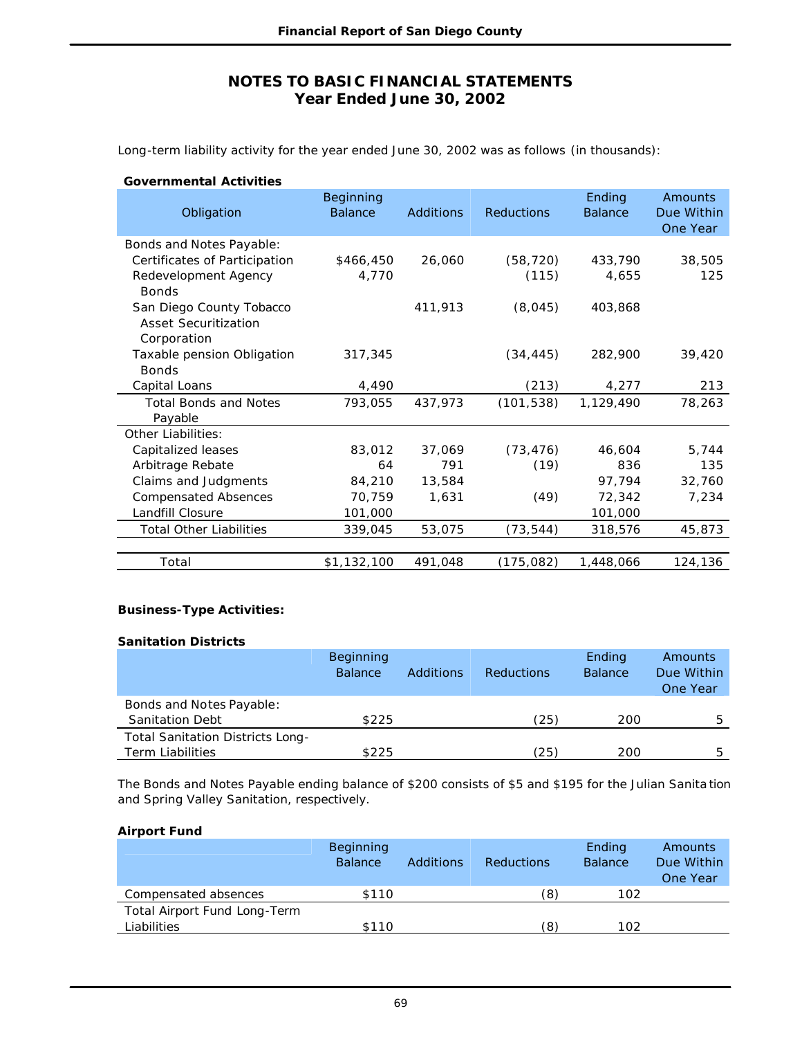## NOTES TO BASIC FINANCIAL STATEMENTS
## Year Ended June 30, 2002

Long-term liability activity for the year ended June 30, 2002 was as follows (in thousands):

**Governmental Activities**

| Obligation | Beginning Balance | Additions | Reductions | Ending Balance | Amounts Due Within One Year |
|---|---|---|---|---|---|
| Bonds and Notes Payable: | | | | | |
| Certificates of Participation | $466,450 | 26,060 | (58,720) | 433,790 | 38,505 |
| Redevelopment Agency Bonds | 4,770 | | (115) | 4,655 | 125 |
| San Diego County Tobacco Asset Securitization Corporation | | 411,913 | (8,045) | 403,868 | |
| Taxable pension Obligation Bonds | 317,345 | | (34,445) | 282,900 | 39,420 |
| Capital Loans | 4,490 | | (213) | 4,277 | 213 |
| Total Bonds and Notes Payable | 793,055 | 437,973 | (101,538) | 1,129,490 | 78,263 |
| Other Liabilities: | | | | | |
| Capitalized leases | 83,012 | 37,069 | (73,476) | 46,604 | 5,744 |
| Arbitrage Rebate | 64 | 791 | (19) | 836 | 135 |
| Claims and Judgments | 84,210 | 13,584 | | 97,794 | 32,760 |
| Compensated Absences | 70,759 | 1,631 | (49) | 72,342 | 7,234 |
| Landfill Closure | 101,000 | | | 101,000 | |
| Total Other Liabilities | 339,045 | 53,075 | (73,544) | 318,576 | 45,873 |
| Total | $1,132,100 | 491,048 | (175,082) | 1,448,066 | 124,136 |

**Business-Type Activities:**

**Sanitation Districts**

| | Beginning Balance | Additions | Reductions | Ending Balance | Amounts Due Within One Year |
|---|---|---|---|---|---|
| Bonds and Notes Payable: | | | | | |
| Sanitation Debt | $225 | | (25) | 200 | 5 |
| Total Sanitation Districts Long-Term Liabilities | $225 | | (25) | 200 | 5 |

The Bonds and Notes Payable ending balance of $200 consists of $5 and $195 for the Julian Sanitation and Spring Valley Sanitation, respectively.

**Airport Fund**

| | Beginning Balance | Additions | Reductions | Ending Balance | Amounts Due Within One Year |
|---|---|---|---|---|---|
| Compensated absences | $110 | | (8) | 102 | |
| Total Airport Fund Long-Term Liabilities | $110 | | (8) | 102 | |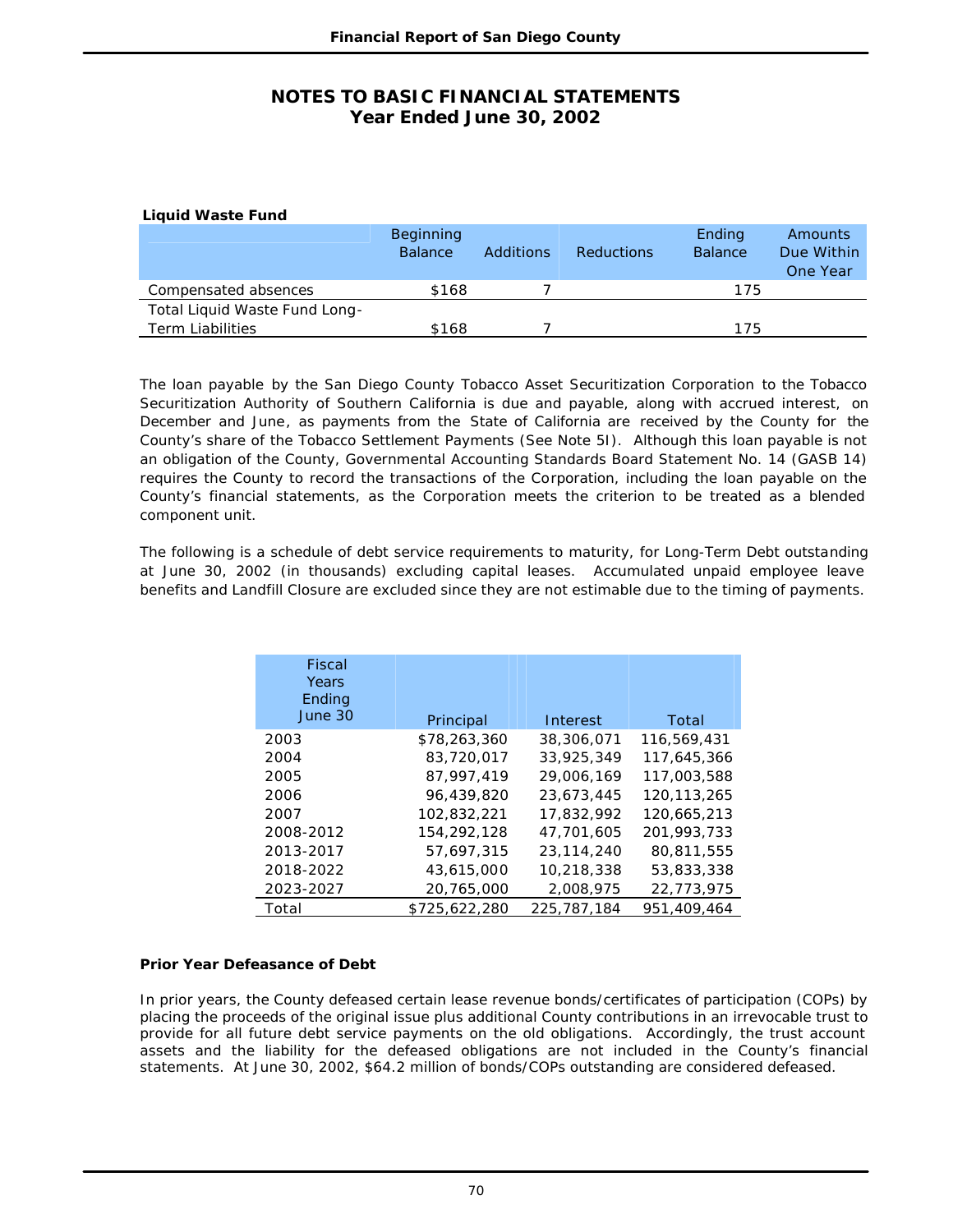# NOTES TO BASIC FINANCIAL STATEMENTS
## Year Ended June 30, 2002

**Liquid Waste Fund**

| | Beginning Balance | Additions | Reductions | Ending Balance | Amounts Due Within One Year |
|---|---|---|---|---|---|
| Compensated absences | $168 | 7 | | 175 | |
| Total Liquid Waste Fund Long-Term Liabilities | $168 | 7 | | 175 | |

The loan payable by the San Diego County Tobacco Asset Securitization Corporation to the Tobacco Securitization Authority of Southern California is due and payable, along with accrued interest, on December and June, as payments from the State of California are received by the County for the County's share of the Tobacco Settlement Payments (See Note 5I). Although this loan payable is not an obligation of the County, Governmental Accounting Standards Board Statement No. 14 (GASB 14) requires the County to record the transactions of the Corporation, including the loan payable on the County's financial statements, as the Corporation meets the criterion to be treated as a blended component unit.

The following is a schedule of debt service requirements to maturity, for Long-Term Debt outstanding at June 30, 2002 (in thousands) excluding capital leases. Accumulated unpaid employee leave benefits and Landfill Closure are excluded since they are not estimable due to the timing of payments.

| Fiscal Years Ending June 30 | Principal | Interest | Total |
|---|---|---|---|
| 2003 | $78,263,360 | 38,306,071 | 116,569,431 |
| 2004 | 83,720,017 | 33,925,349 | 117,645,366 |
| 2005 | 87,997,419 | 29,006,169 | 117,003,588 |
| 2006 | 96,439,820 | 23,673,445 | 120,113,265 |
| 2007 | 102,832,221 | 17,832,992 | 120,665,213 |
| 2008-2012 | 154,292,128 | 47,701,605 | 201,993,733 |
| 2013-2017 | 57,697,315 | 23,114,240 | 80,811,555 |
| 2018-2022 | 43,615,000 | 10,218,338 | 53,833,338 |
| 2023-2027 | 20,765,000 | 2,008,975 | 22,773,975 |
| Total | $725,622,280 | 225,787,184 | 951,409,464 |

**Prior Year Defeasance of Debt**

In prior years, the County defeased certain lease revenue bonds/certificates of participation (COPs) by placing the proceeds of the original issue plus additional County contributions in an irrevocable trust to provide for all future debt service payments on the old obligations. Accordingly, the trust account assets and the liability for the defeased obligations are not included in the County's financial statements. At June 30, 2002, $64.2 million of bonds/COPs outstanding are considered defeased.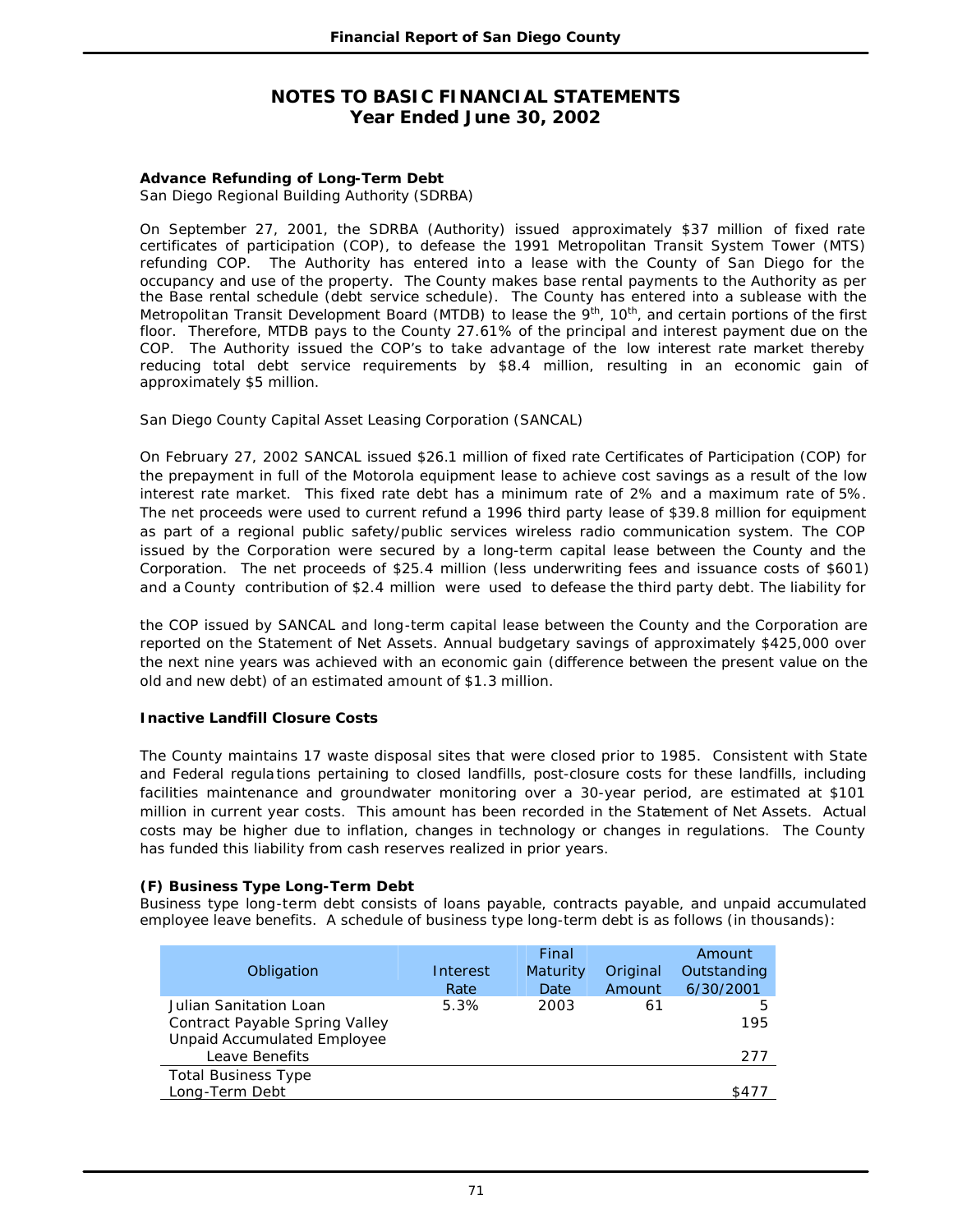# NOTES TO BASIC FINANCIAL STATEMENTS
## Year Ended June 30, 2002

**Advance Refunding of Long-Term Debt**
San Diego Regional Building Authority (SDRBA)

On September 27, 2001, the SDRBA (Authority) issued approximately $37 million of fixed rate certificates of participation (COP), to defease the 1991 Metropolitan Transit System Tower (MTS) refunding COP. The Authority has entered into a lease with the County of San Diego for the occupancy and use of the property. The County makes base rental payments to the Authority as per the Base rental schedule (debt service schedule). The County has entered into a sublease with the Metropolitan Transit Development Board (MTDB) to lease the 9th, 10th, and certain portions of the first floor. Therefore, MTDB pays to the County 27.61% of the principal and interest payment due on the COP. The Authority issued the COP's to take advantage of the low interest rate market thereby reducing total debt service requirements by $8.4 million, resulting in an economic gain of approximately $5 million.

San Diego County Capital Asset Leasing Corporation (SANCAL)

On February 27, 2002 SANCAL issued $26.1 million of fixed rate Certificates of Participation (COP) for the prepayment in full of the Motorola equipment lease to achieve cost savings as a result of the low interest rate market. This fixed rate debt has a minimum rate of 2% and a maximum rate of 5%. The net proceeds were used to current refund a 1996 third party lease of $39.8 million for equipment as part of a regional public safety/public services wireless radio communication system. The COP issued by the Corporation were secured by a long-term capital lease between the County and the Corporation. The net proceeds of $25.4 million (less underwriting fees and issuance costs of $601) and a County contribution of $2.4 million were used to defease the third party debt. The liability for

the COP issued by SANCAL and long-term capital lease between the County and the Corporation are reported on the Statement of Net Assets. Annual budgetary savings of approximately $425,000 over the next nine years was achieved with an economic gain (difference between the present value on the old and new debt) of an estimated amount of $1.3 million.

**Inactive Landfill Closure Costs**

The County maintains 17 waste disposal sites that were closed prior to 1985. Consistent with State and Federal regulations pertaining to closed landfills, post-closure costs for these landfills, including facilities maintenance and groundwater monitoring over a 30-year period, are estimated at $101 million in current year costs. This amount has been recorded in the Statement of Net Assets. Actual costs may be higher due to inflation, changes in technology or changes in regulations. The County has funded this liability from cash reserves realized in prior years.

**(F) Business Type Long-Term Debt**
Business type long-term debt consists of loans payable, contracts payable, and unpaid accumulated employee leave benefits. A schedule of business type long-term debt is as follows (in thousands):

| Obligation | Interest Rate | Final Maturity Date | Original Amount | Amount Outstanding 6/30/2001 |
|---|---|---|---|---|
| Julian Sanitation Loan | 5.3% | 2003 | 61 | 5 |
| Contract Payable Spring Valley | | | | 195 |
| Unpaid Accumulated Employee Leave Benefits | | | | 277 |
| Total Business Type Long-Term Debt | | | | $477 |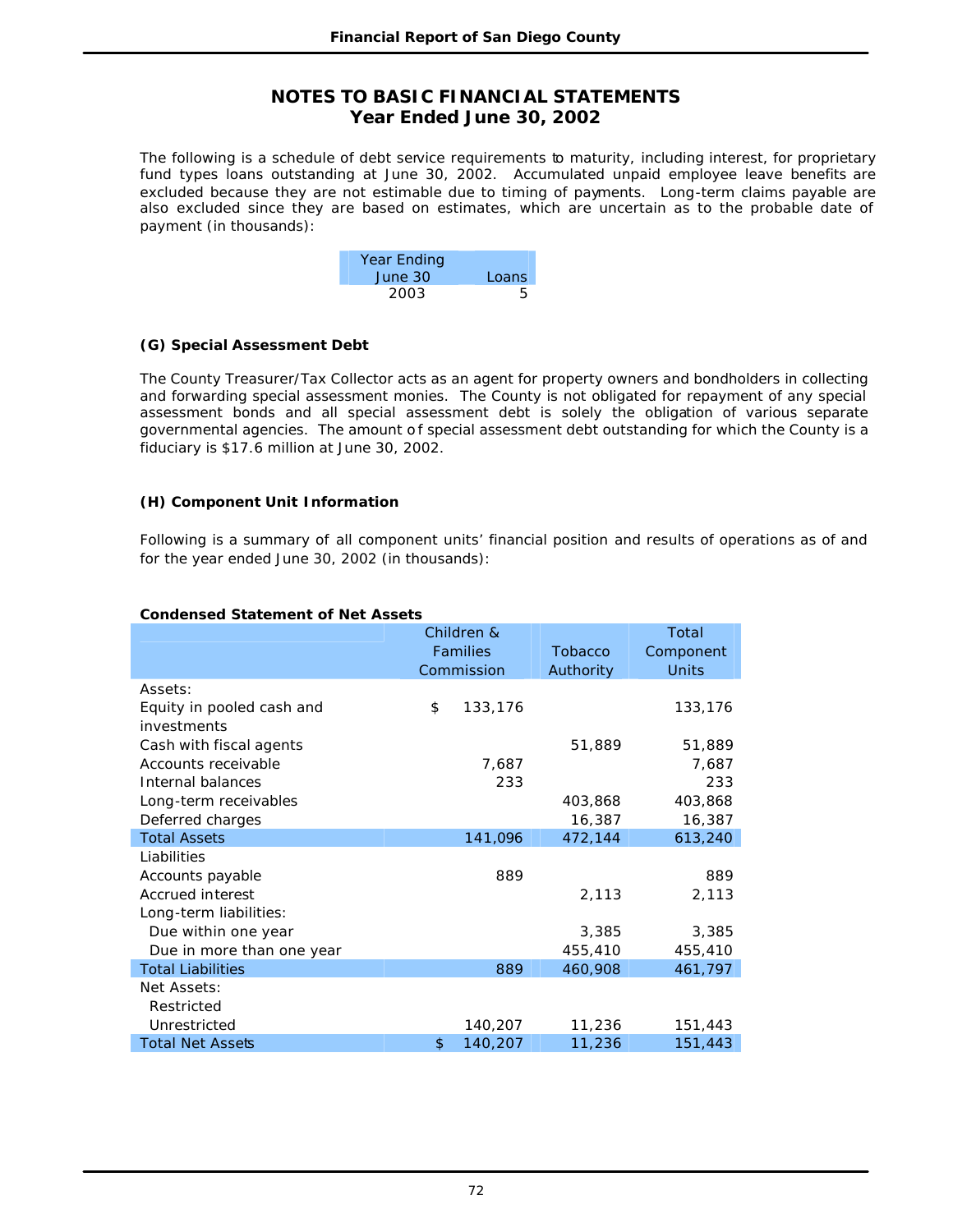# NOTES TO BASIC FINANCIAL STATEMENTS
## Year Ended June 30, 2002

The following is a schedule of debt service requirements to maturity, including interest, for proprietary fund types loans outstanding at June 30, 2002. Accumulated unpaid employee leave benefits are excluded because they are not estimable due to timing of payments. Long-term claims payable are also excluded since they are based on estimates, which are uncertain as to the probable date of payment (in thousands):

| Year Ending June 30 | Loans |
|---|---|
| 2003 | 5 |

### (G) Special Assessment Debt

The County Treasurer/Tax Collector acts as an agent for property owners and bondholders in collecting and forwarding special assessment monies. The County is not obligated for repayment of any special assessment bonds and all special assessment debt is solely the obligation of various separate governmental agencies. The amount of special assessment debt outstanding for which the County is a fiduciary is $17.6 million at June 30, 2002.

### (H) Component Unit Information

Following is a summary of all component units' financial position and results of operations as of and for the year ended June 30, 2002 (in thousands):

**Condensed Statement of Net Assets**

| | Children & Families Commission | Tobacco Authority | Total Component Units |
|---|---|---|---|
| Assets: | | | |
| Equity in pooled cash and investments | $ 133,176 | | 133,176 |
| Cash with fiscal agents | | 51,889 | 51,889 |
| Accounts receivable | 7,687 | | 7,687 |
| Internal balances | 233 | | 233 |
| Long-term receivables | | 403,868 | 403,868 |
| Deferred charges | | 16,387 | 16,387 |
| Total Assets | 141,096 | 472,144 | 613,240 |
| Liabilities | | | |
| Accounts payable | 889 | | 889 |
| Accrued interest | | 2,113 | 2,113 |
| Long-term liabilities: | | | |
| Due within one year | | 3,385 | 3,385 |
| Due in more than one year | | 455,410 | 455,410 |
| Total Liabilities | 889 | 460,908 | 461,797 |
| Net Assets: | | | |
| Restricted | | | |
| Unrestricted | 140,207 | 11,236 | 151,443 |
| Total Net Assets | $ 140,207 | 11,236 | 151,443 |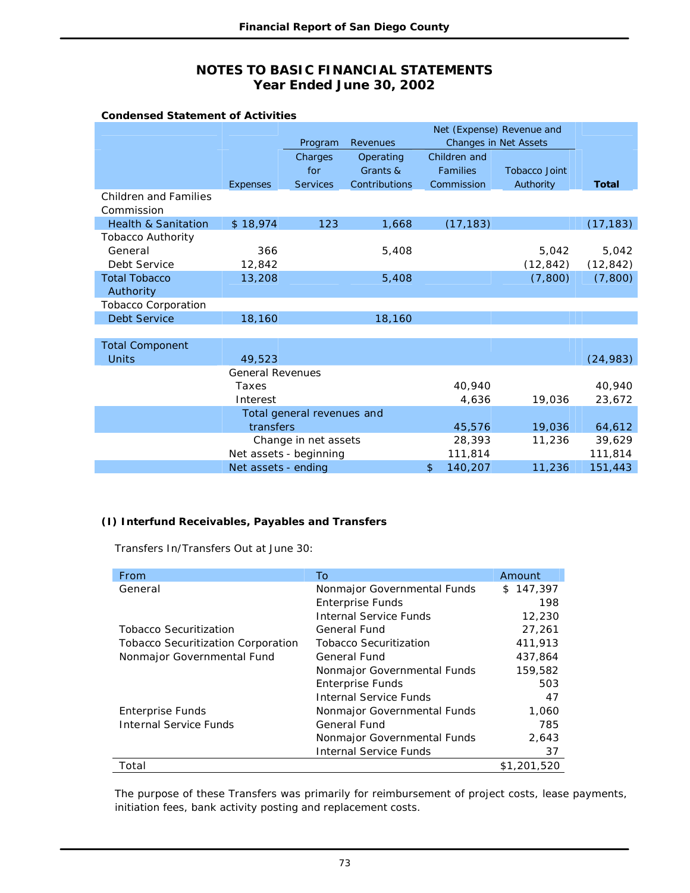# NOTES TO BASIC FINANCIAL STATEMENTS
## Year Ended June 30, 2002

**Condensed Statement of Activities**

| | Expenses | Program Revenues: Charges for Services | Program Revenues: Operating Grants & Contributions | Net (Expense) Revenue and Changes in Net Assets: Children and Families Commission | Net (Expense) Revenue and Changes in Net Assets: Tobacco Joint Authority | **Total** |
|---|---|---|---|---|---|---|
| Children and Families Commission | | | | | | |
| Health & Sanitation | $ 18,974 | 123 | 1,668 | (17,183) | | (17,183) |
| Tobacco Authority | | | | | | |
| General | 366 | | 5,408 | | 5,042 | 5,042 |
| Debt Service | 12,842 | | | | (12,842) | (12,842) |
| Total Tobacco Authority | 13,208 | | 5,408 | | (7,800) | (7,800) |
| Tobacco Corporation | | | | | | |
| Debt Service | 18,160 | | 18,160 | | | |
| Total Component Units | 49,523 | | | | | (24,983) |
| | General Revenues | | | | | |
| | Taxes | | | 40,940 | | 40,940 |
| | Interest | | | 4,636 | 19,036 | 23,672 |
| | Total general revenues and transfers | | | 45,576 | 19,036 | 64,612 |
| | Change in net assets | | | 28,393 | 11,236 | 39,629 |
| | Net assets - beginning | | | 111,814 | | 111,814 |
| | Net assets - ending | | | $ 140,207 | 11,236 | 151,443 |

**(I) Interfund Receivables, Payables and Transfers**

Transfers In/Transfers Out at June 30:

| From | To | Amount |
|---|---|---|
| General | Nonmajor Governmental Funds | $ 147,397 |
| | Enterprise Funds | 198 |
| | Internal Service Funds | 12,230 |
| Tobacco Securitization | General Fund | 27,261 |
| Tobacco Securitization Corporation | Tobacco Securitization | 411,913 |
| Nonmajor Governmental Fund | General Fund | 437,864 |
| | Nonmajor Governmental Funds | 159,582 |
| | Enterprise Funds | 503 |
| | Internal Service Funds | 47 |
| Enterprise Funds | Nonmajor Governmental Funds | 1,060 |
| Internal Service Funds | General Fund | 785 |
| | Nonmajor Governmental Funds | 2,643 |
| | Internal Service Funds | 37 |
| Total | | $1,201,520 |

The purpose of these Transfers was primarily for reimbursement of project costs, lease payments, initiation fees, bank activity posting and replacement costs.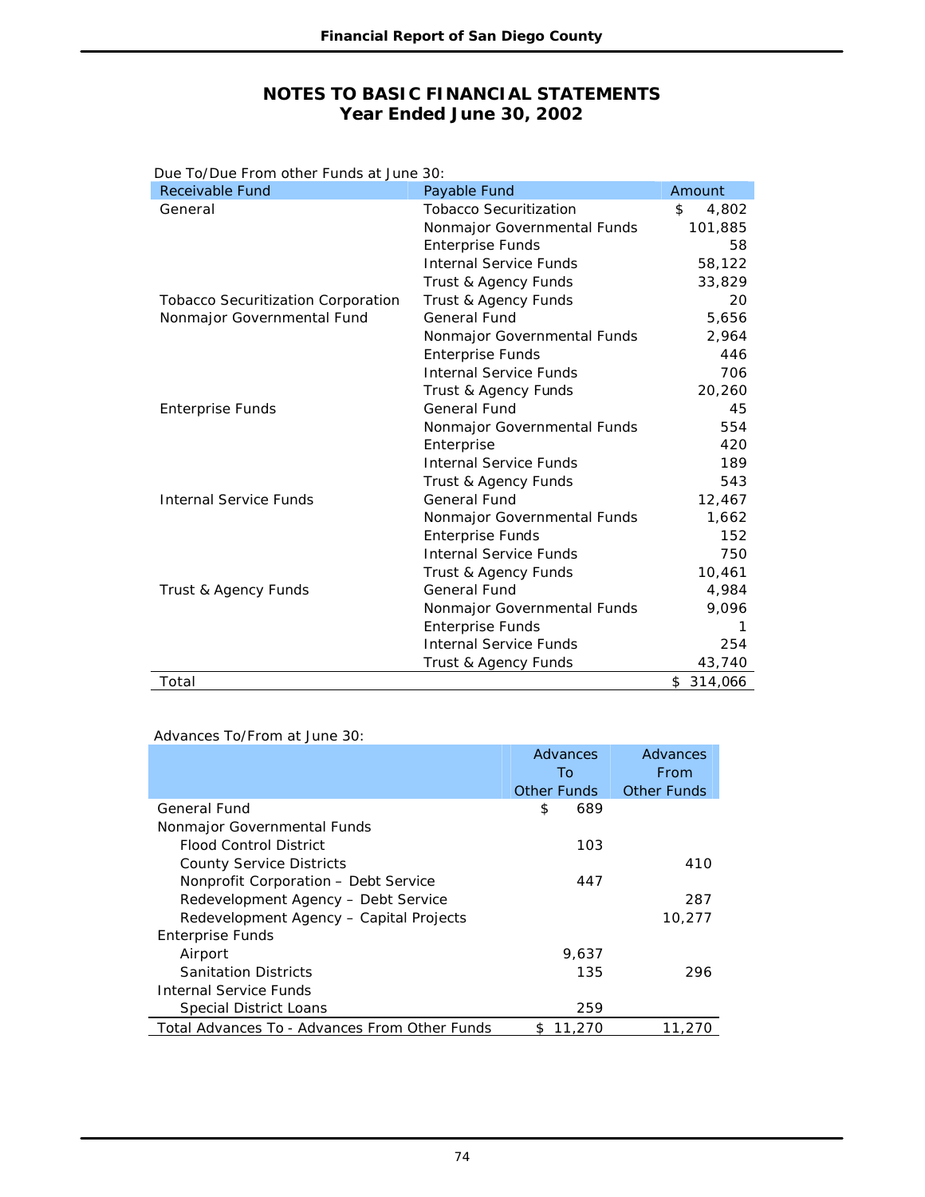## NOTES TO BASIC FINANCIAL STATEMENTS
## Year Ended June 30, 2002

Due To/Due From other Funds at June 30:

| Receivable Fund | Payable Fund | Amount |
|---|---|---|
| General | Tobacco Securitization | $ 4,802 |
| | Nonmajor Governmental Funds | 101,885 |
| | Enterprise Funds | 58 |
| | Internal Service Funds | 58,122 |
| | Trust & Agency Funds | 33,829 |
| Tobacco Securitization Corporation | Trust & Agency Funds | 20 |
| Nonmajor Governmental Fund | General Fund | 5,656 |
| | Nonmajor Governmental Funds | 2,964 |
| | Enterprise Funds | 446 |
| | Internal Service Funds | 706 |
| | Trust & Agency Funds | 20,260 |
| Enterprise Funds | General Fund | 45 |
| | Nonmajor Governmental Funds | 554 |
| | Enterprise | 420 |
| | Internal Service Funds | 189 |
| | Trust & Agency Funds | 543 |
| Internal Service Funds | General Fund | 12,467 |
| | Nonmajor Governmental Funds | 1,662 |
| | Enterprise Funds | 152 |
| | Internal Service Funds | 750 |
| | Trust & Agency Funds | 10,461 |
| Trust & Agency Funds | General Fund | 4,984 |
| | Nonmajor Governmental Funds | 9,096 |
| | Enterprise Funds | 1 |
| | Internal Service Funds | 254 |
| | Trust & Agency Funds | 43,740 |
| Total | | $ 314,066 |

Advances To/From at June 30:

| | Advances To Other Funds | Advances From Other Funds |
|---|---|---|
| General Fund | $ 689 | |
| Nonmajor Governmental Funds | | |
| Flood Control District | 103 | |
| County Service Districts | | 410 |
| Nonprofit Corporation – Debt Service | 447 | |
| Redevelopment Agency – Debt Service | | 287 |
| Redevelopment Agency – Capital Projects | | 10,277 |
| Enterprise Funds | | |
| Airport | 9,637 | |
| Sanitation Districts | 135 | 296 |
| Internal Service Funds | | |
| Special District Loans | 259 | |
| Total Advances To - Advances From Other Funds | $ 11,270 | 11,270 |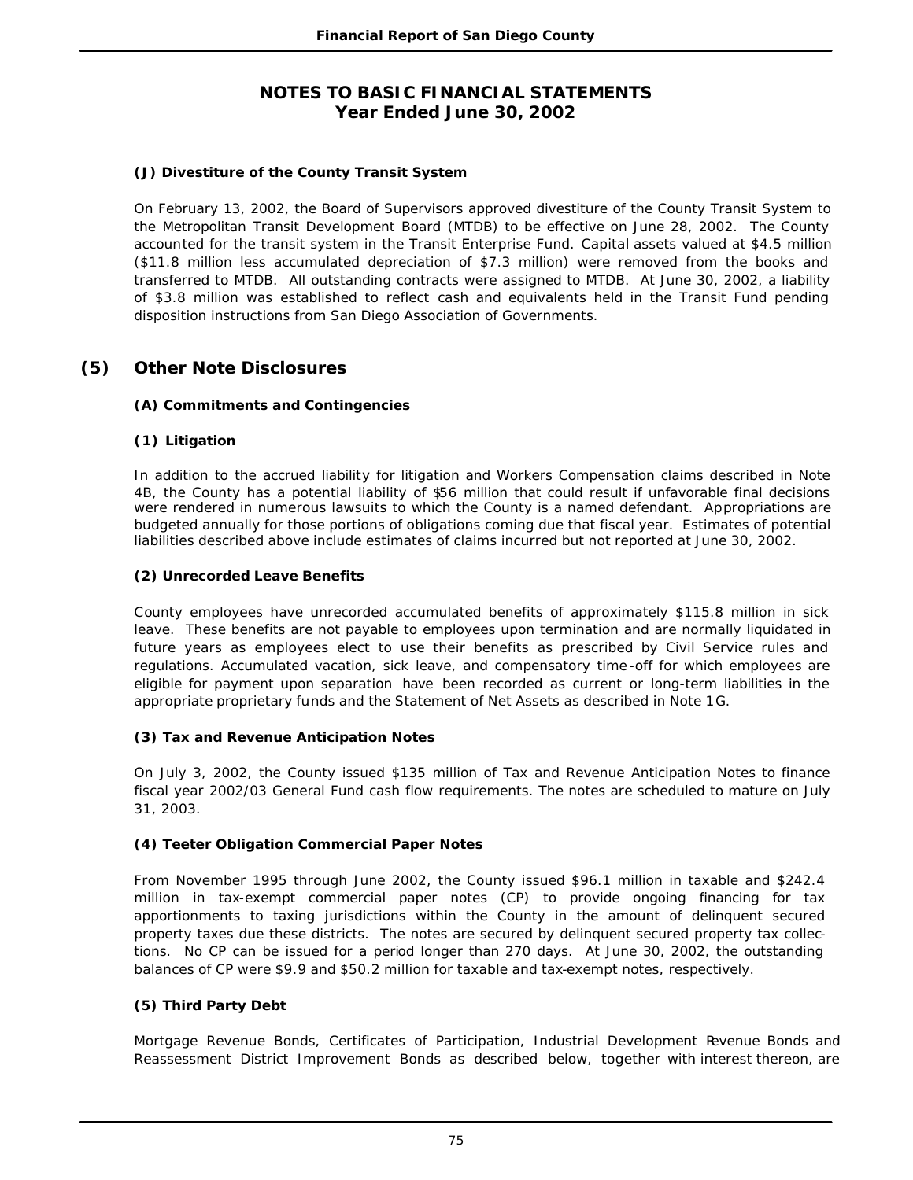## NOTES TO BASIC FINANCIAL STATEMENTS
## Year Ended June 30, 2002

#### (J) Divestiture of the County Transit System

On February 13, 2002, the Board of Supervisors approved divestiture of the County Transit System to the Metropolitan Transit Development Board (MTDB) to be effective on June 28, 2002. The County accounted for the transit system in the Transit Enterprise Fund. Capital assets valued at $4.5 million ($11.8 million less accumulated depreciation of $7.3 million) were removed from the books and transferred to MTDB. All outstanding contracts were assigned to MTDB. At June 30, 2002, a liability of $3.8 million was established to reflect cash and equivalents held in the Transit Fund pending disposition instructions from San Diego Association of Governments.

## (5) Other Note Disclosures

#### (A) Commitments and Contingencies

#### (1) Litigation

In addition to the accrued liability for litigation and Workers Compensation claims described in Note 4B, the County has a potential liability of $56 million that could result if unfavorable final decisions were rendered in numerous lawsuits to which the County is a named defendant. Appropriations are budgeted annually for those portions of obligations coming due that fiscal year. Estimates of potential liabilities described above include estimates of claims incurred but not reported at June 30, 2002.

#### (2) Unrecorded Leave Benefits

County employees have unrecorded accumulated benefits of approximately $115.8 million in sick leave. These benefits are not payable to employees upon termination and are normally liquidated in future years as employees elect to use their benefits as prescribed by Civil Service rules and regulations. Accumulated vacation, sick leave, and compensatory time-off for which employees are eligible for payment upon separation have been recorded as current or long-term liabilities in the appropriate proprietary funds and the Statement of Net Assets as described in Note 1G.

#### (3) Tax and Revenue Anticipation Notes

On July 3, 2002, the County issued $135 million of Tax and Revenue Anticipation Notes to finance fiscal year 2002/03 General Fund cash flow requirements. The notes are scheduled to mature on July 31, 2003.

#### (4) Teeter Obligation Commercial Paper Notes

From November 1995 through June 2002, the County issued $96.1 million in taxable and $242.4 million in tax-exempt commercial paper notes (CP) to provide ongoing financing for tax apportionments to taxing jurisdictions within the County in the amount of delinquent secured property taxes due these districts. The notes are secured by delinquent secured property tax collections. No CP can be issued for a period longer than 270 days. At June 30, 2002, the outstanding balances of CP were $9.9 and $50.2 million for taxable and tax-exempt notes, respectively.

#### (5) Third Party Debt

Mortgage Revenue Bonds, Certificates of Participation, Industrial Development Revenue Bonds and Reassessment District Improvement Bonds as described below, together with interest thereon, are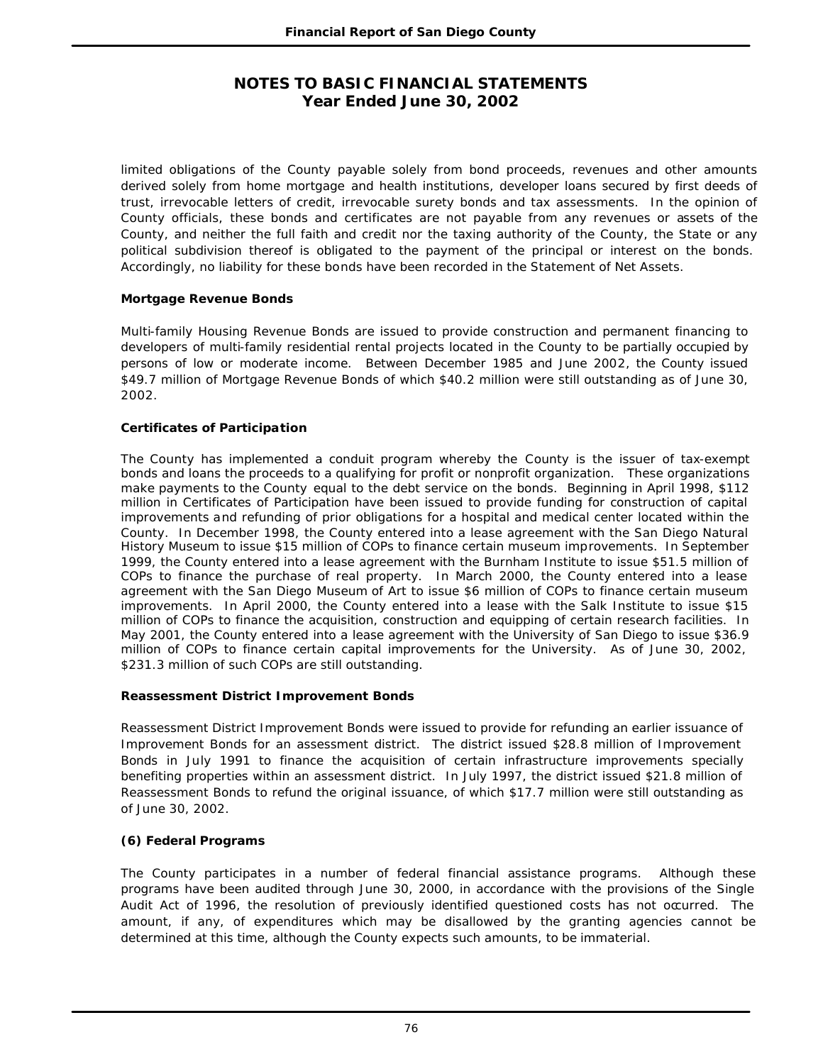## NOTES TO BASIC FINANCIAL STATEMENTS
## Year Ended June 30, 2002

limited obligations of the County payable solely from bond proceeds, revenues and other amounts derived solely from home mortgage and health institutions, developer loans secured by first deeds of trust, irrevocable letters of credit, irrevocable surety bonds and tax assessments. In the opinion of County officials, these bonds and certificates are not payable from any revenues or assets of the County, and neither the full faith and credit nor the taxing authority of the County, the State or any political subdivision thereof is obligated to the payment of the principal or interest on the bonds. Accordingly, no liability for these bonds have been recorded in the Statement of Net Assets.

**Mortgage Revenue Bonds**

Multi-family Housing Revenue Bonds are issued to provide construction and permanent financing to developers of multi-family residential rental projects located in the County to be partially occupied by persons of low or moderate income. Between December 1985 and June 2002, the County issued $49.7 million of Mortgage Revenue Bonds of which $40.2 million were still outstanding as of June 30, 2002.

**Certificates of Participation**

The County has implemented a conduit program whereby the County is the issuer of tax-exempt bonds and loans the proceeds to a qualifying for profit or nonprofit organization. These organizations make payments to the County equal to the debt service on the bonds. Beginning in April 1998, $112 million in Certificates of Participation have been issued to provide funding for construction of capital improvements and refunding of prior obligations for a hospital and medical center located within the County. In December 1998, the County entered into a lease agreement with the San Diego Natural History Museum to issue $15 million of COPs to finance certain museum improvements. In September 1999, the County entered into a lease agreement with the Burnham Institute to issue $51.5 million of COPs to finance the purchase of real property. In March 2000, the County entered into a lease agreement with the San Diego Museum of Art to issue $6 million of COPs to finance certain museum improvements. In April 2000, the County entered into a lease with the Salk Institute to issue $15 million of COPs to finance the acquisition, construction and equipping of certain research facilities. In May 2001, the County entered into a lease agreement with the University of San Diego to issue $36.9 million of COPs to finance certain capital improvements for the University. As of June 30, 2002, $231.3 million of such COPs are still outstanding.

**Reassessment District Improvement Bonds**

Reassessment District Improvement Bonds were issued to provide for refunding an earlier issuance of Improvement Bonds for an assessment district. The district issued $28.8 million of Improvement Bonds in July 1991 to finance the acquisition of certain infrastructure improvements specially benefiting properties within an assessment district. In July 1997, the district issued $21.8 million of Reassessment Bonds to refund the original issuance, of which $17.7 million were still outstanding as of June 30, 2002.

**(6) Federal Programs**

The County participates in a number of federal financial assistance programs. Although these programs have been audited through June 30, 2000, in accordance with the provisions of the Single Audit Act of 1996, the resolution of previously identified questioned costs has not occurred. The amount, if any, of expenditures which may be disallowed by the granting agencies cannot be determined at this time, although the County expects such amounts, to be immaterial.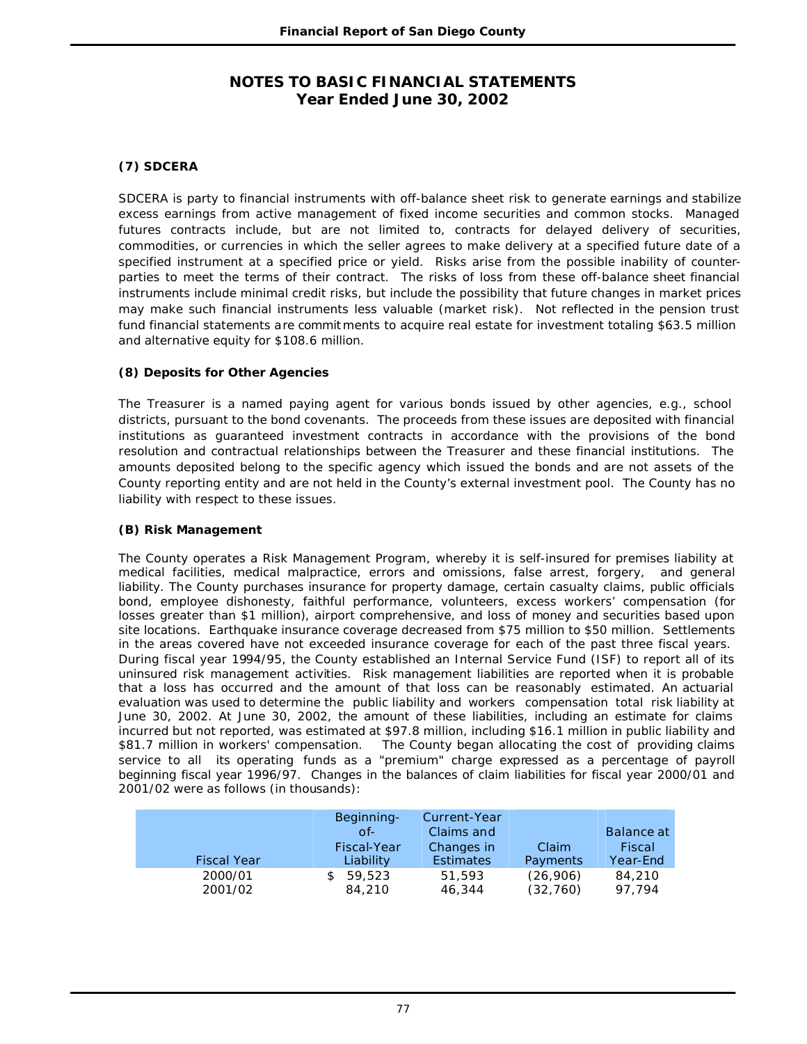# NOTES TO BASIC FINANCIAL STATEMENTS
## Year Ended June 30, 2002

### (7) SDCERA

SDCERA is party to financial instruments with off-balance sheet risk to generate earnings and stabilize excess earnings from active management of fixed income securities and common stocks. Managed futures contracts include, but are not limited to, contracts for delayed delivery of securities, commodities, or currencies in which the seller agrees to make delivery at a specified future date of a specified instrument at a specified price or yield. Risks arise from the possible inability of counter-parties to meet the terms of their contract. The risks of loss from these off-balance sheet financial instruments include minimal credit risks, but include the possibility that future changes in market prices may make such financial instruments less valuable (market risk). Not reflected in the pension trust fund financial statements are commitments to acquire real estate for investment totaling $63.5 million and alternative equity for $108.6 million.

### (8) Deposits for Other Agencies

The Treasurer is a named paying agent for various bonds issued by other agencies, e.g., school districts, pursuant to the bond covenants. The proceeds from these issues are deposited with financial institutions as guaranteed investment contracts in accordance with the provisions of the bond resolution and contractual relationships between the Treasurer and these financial institutions. The amounts deposited belong to the specific agency which issued the bonds and are not assets of the County reporting entity and are not held in the County's external investment pool. The County has no liability with respect to these issues.

### (B) Risk Management

The County operates a Risk Management Program, whereby it is self-insured for premises liability at medical facilities, medical malpractice, errors and omissions, false arrest, forgery, and general liability. The County purchases insurance for property damage, certain casualty claims, public officials bond, employee dishonesty, faithful performance, volunteers, excess workers' compensation (for losses greater than $1 million), airport comprehensive, and loss of money and securities based upon site locations. Earthquake insurance coverage decreased from $75 million to $50 million. Settlements in the areas covered have not exceeded insurance coverage for each of the past three fiscal years. During fiscal year 1994/95, the County established an Internal Service Fund (ISF) to report all of its uninsured risk management activities. Risk management liabilities are reported when it is probable that a loss has occurred and the amount of that loss can be reasonably estimated. An actuarial evaluation was used to determine the public liability and workers compensation total risk liability at June 30, 2002. At June 30, 2002, the amount of these liabilities, including an estimate for claims incurred but not reported, was estimated at $97.8 million, including $16.1 million in public liability and $81.7 million in workers' compensation. The County began allocating the cost of providing claims service to all its operating funds as a "premium" charge expressed as a percentage of payroll beginning fiscal year 1996/97. Changes in the balances of claim liabilities for fiscal year 2000/01 and 2001/02 were as follows (in thousands):

| Fiscal Year | Beginning-of-Fiscal-Year Liability | Current-Year Claims and Changes in Estimates | Claim Payments | Balance at Fiscal Year-End |
|---|---|---|---|---|
| 2000/01 | $ 59,523 | 51,593 | (26,906) | 84,210 |
| 2001/02 | 84,210 | 46,344 | (32,760) | 97,794 |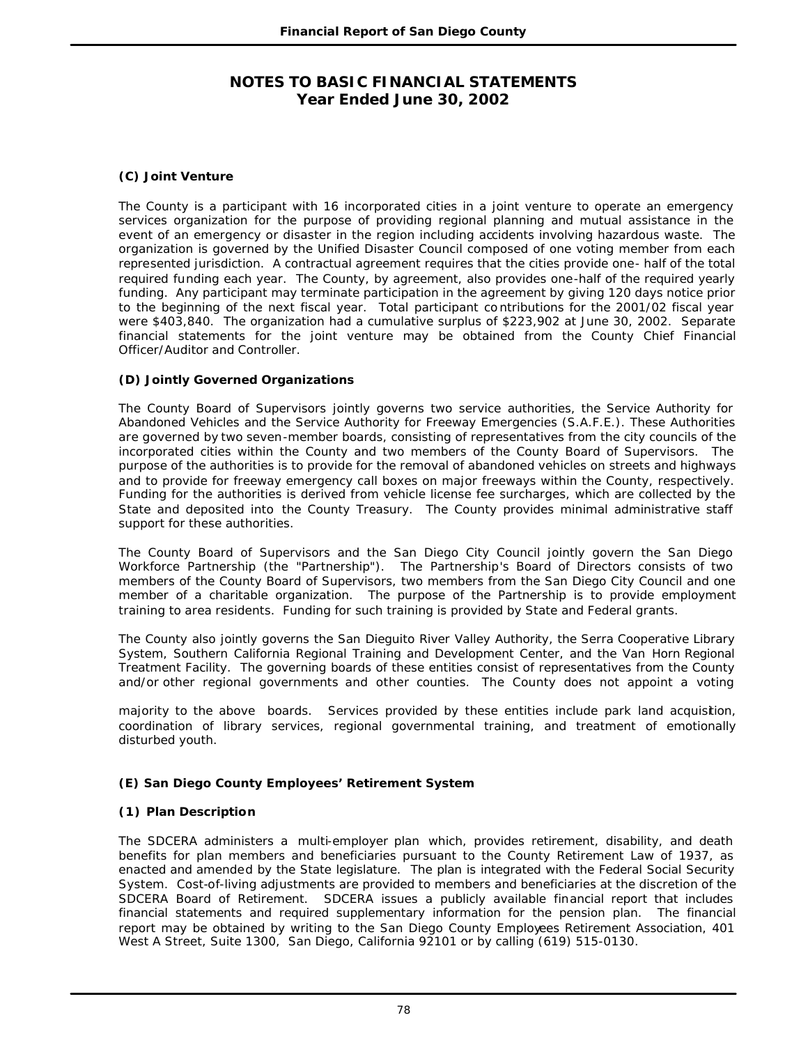# NOTES TO BASIC FINANCIAL STATEMENTS
## Year Ended June 30, 2002

### (C) Joint Venture

The County is a participant with 16 incorporated cities in a joint venture to operate an emergency services organization for the purpose of providing regional planning and mutual assistance in the event of an emergency or disaster in the region including accidents involving hazardous waste. The organization is governed by the Unified Disaster Council composed of one voting member from each represented jurisdiction. A contractual agreement requires that the cities provide one- half of the total required funding each year. The County, by agreement, also provides one-half of the required yearly funding. Any participant may terminate participation in the agreement by giving 120 days notice prior to the beginning of the next fiscal year. Total participant contributions for the 2001/02 fiscal year were $403,840. The organization had a cumulative surplus of $223,902 at June 30, 2002. Separate financial statements for the joint venture may be obtained from the County Chief Financial Officer/Auditor and Controller.

### (D) Jointly Governed Organizations

The County Board of Supervisors jointly governs two service authorities, the Service Authority for Abandoned Vehicles and the Service Authority for Freeway Emergencies (S.A.F.E.). These Authorities are governed by two seven-member boards, consisting of representatives from the city councils of the incorporated cities within the County and two members of the County Board of Supervisors. The purpose of the authorities is to provide for the removal of abandoned vehicles on streets and highways and to provide for freeway emergency call boxes on major freeways within the County, respectively. Funding for the authorities is derived from vehicle license fee surcharges, which are collected by the State and deposited into the County Treasury. The County provides minimal administrative staff support for these authorities.

The County Board of Supervisors and the San Diego City Council jointly govern the San Diego Workforce Partnership (the "Partnership"). The Partnership's Board of Directors consists of two members of the County Board of Supervisors, two members from the San Diego City Council and one member of a charitable organization. The purpose of the Partnership is to provide employment training to area residents. Funding for such training is provided by State and Federal grants.

The County also jointly governs the San Dieguito River Valley Authority, the Serra Cooperative Library System, Southern California Regional Training and Development Center, and the Van Horn Regional Treatment Facility. The governing boards of these entities consist of representatives from the County and/or other regional governments and other counties. The County does not appoint a voting majority to the above boards. Services provided by these entities include park land acquisition, coordination of library services, regional governmental training, and treatment of emotionally disturbed youth.

### (E) San Diego County Employees' Retirement System

#### (1) Plan Description

The SDCERA administers a multi-employer plan which, provides retirement, disability, and death benefits for plan members and beneficiaries pursuant to the County Retirement Law of 1937, as enacted and amended by the State legislature. The plan is integrated with the Federal Social Security System. Cost-of-living adjustments are provided to members and beneficiaries at the discretion of the SDCERA Board of Retirement. SDCERA issues a publicly available financial report that includes financial statements and required supplementary information for the pension plan. The financial report may be obtained by writing to the San Diego County Employees Retirement Association, 401 West A Street, Suite 1300, San Diego, California 92101 or by calling (619) 515-0130.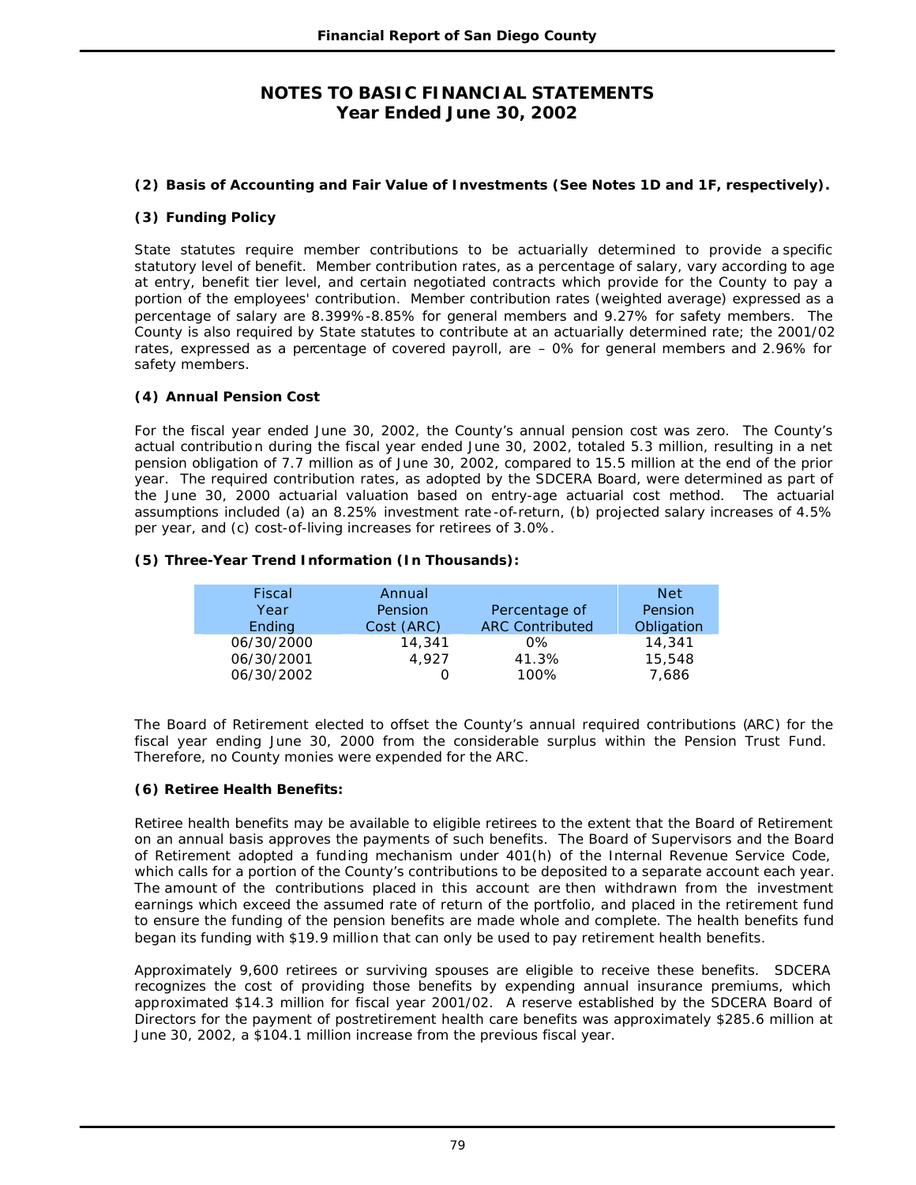# NOTES TO BASIC FINANCIAL STATEMENTS
## Year Ended June 30, 2002

**(2) Basis of Accounting and Fair Value of Investments (See Notes 1D and 1F, respectively).**

**(3) Funding Policy**

State statutes require member contributions to be actuarially determined to provide a specific statutory level of benefit. Member contribution rates, as a percentage of salary, vary according to age at entry, benefit tier level, and certain negotiated contracts which provide for the County to pay a portion of the employees' contribution. Member contribution rates (weighted average) expressed as a percentage of salary are 8.399%-8.85% for general members and 9.27% for safety members. The County is also required by State statutes to contribute at an actuarially determined rate; the 2001/02 rates, expressed as a percentage of covered payroll, are – 0% for general members and 2.96% for safety members.

**(4) Annual Pension Cost**

For the fiscal year ended June 30, 2002, the County's annual pension cost was zero. The County's actual contribution during the fiscal year ended June 30, 2002, totaled 5.3 million, resulting in a net pension obligation of 7.7 million as of June 30, 2002, compared to 15.5 million at the end of the prior year. The required contribution rates, as adopted by the SDCERA Board, were determined as part of the June 30, 2000 actuarial valuation based on entry-age actuarial cost method. The actuarial assumptions included (a) an 8.25% investment rate-of-return, (b) projected salary increases of 4.5% per year, and (c) cost-of-living increases for retirees of 3.0%.

**(5) Three-Year Trend Information (In Thousands):**

| Fiscal Year Ending | Annual Pension Cost (ARC) | Percentage of ARC Contributed | Net Pension Obligation |
|---|---|---|---|
| 06/30/2000 | 14,341 | 0% | 14,341 |
| 06/30/2001 | 4,927 | 41.3% | 15,548 |
| 06/30/2002 | 0 | 100% | 7,686 |

The Board of Retirement elected to offset the County's annual required contributions (ARC) for the fiscal year ending June 30, 2000 from the considerable surplus within the Pension Trust Fund. Therefore, no County monies were expended for the ARC.

**(6) Retiree Health Benefits:**

Retiree health benefits may be available to eligible retirees to the extent that the Board of Retirement on an annual basis approves the payments of such benefits. The Board of Supervisors and the Board of Retirement adopted a funding mechanism under 401(h) of the Internal Revenue Service Code, which calls for a portion of the County's contributions to be deposited to a separate account each year. The amount of the contributions placed in this account are then withdrawn from the investment earnings which exceed the assumed rate of return of the portfolio, and placed in the retirement fund to ensure the funding of the pension benefits are made whole and complete. The health benefits fund began its funding with $19.9 million that can only be used to pay retirement health benefits.

Approximately 9,600 retirees or surviving spouses are eligible to receive these benefits. SDCERA recognizes the cost of providing those benefits by expending annual insurance premiums, which approximated $14.3 million for fiscal year 2001/02. A reserve established by the SDCERA Board of Directors for the payment of postretirement health care benefits was approximately $285.6 million at June 30, 2002, a $104.1 million increase from the previous fiscal year.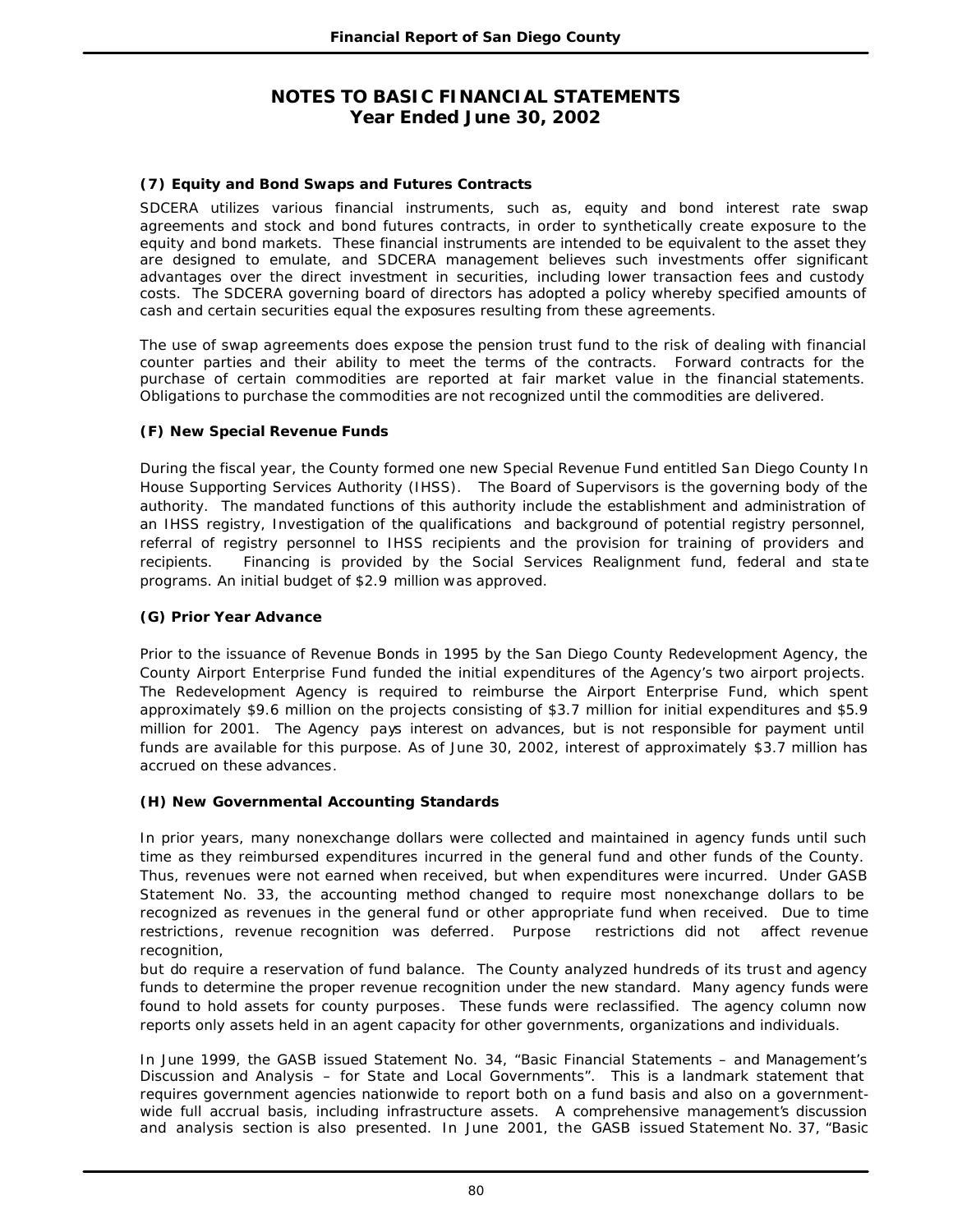# NOTES TO BASIC FINANCIAL STATEMENTS
## Year Ended June 30, 2002

### (7) Equity and Bond Swaps and Futures Contracts

SDCERA utilizes various financial instruments, such as, equity and bond interest rate swap agreements and stock and bond futures contracts, in order to synthetically create exposure to the equity and bond markets. These financial instruments are intended to be equivalent to the asset they are designed to emulate, and SDCERA management believes such investments offer significant advantages over the direct investment in securities, including lower transaction fees and custody costs. The SDCERA governing board of directors has adopted a policy whereby specified amounts of cash and certain securities equal the exposures resulting from these agreements.

The use of swap agreements does expose the pension trust fund to the risk of dealing with financial counter parties and their ability to meet the terms of the contracts. Forward contracts for the purchase of certain commodities are reported at fair market value in the financial statements. Obligations to purchase the commodities are not recognized until the commodities are delivered.

### (F) New Special Revenue Funds

During the fiscal year, the County formed one new Special Revenue Fund entitled San Diego County In House Supporting Services Authority (IHSS). The Board of Supervisors is the governing body of the authority. The mandated functions of this authority include the establishment and administration of an IHSS registry, Investigation of the qualifications and background of potential registry personnel, referral of registry personnel to IHSS recipients and the provision for training of providers and recipients. Financing is provided by the Social Services Realignment fund, federal and state programs. An initial budget of $2.9 million was approved.

### (G) Prior Year Advance

Prior to the issuance of Revenue Bonds in 1995 by the San Diego County Redevelopment Agency, the County Airport Enterprise Fund funded the initial expenditures of the Agency's two airport projects. The Redevelopment Agency is required to reimburse the Airport Enterprise Fund, which spent approximately $9.6 million on the projects consisting of $3.7 million for initial expenditures and $5.9 million for 2001. The Agency pays interest on advances, but is not responsible for payment until funds are available for this purpose. As of June 30, 2002, interest of approximately $3.7 million has accrued on these advances.

### (H) New Governmental Accounting Standards

In prior years, many nonexchange dollars were collected and maintained in agency funds until such time as they reimbursed expenditures incurred in the general fund and other funds of the County. Thus, revenues were not earned when received, but when expenditures were incurred. Under GASB Statement No. 33, the accounting method changed to require most nonexchange dollars to be recognized as revenues in the general fund or other appropriate fund when received. Due to time restrictions, revenue recognition was deferred. Purpose restrictions did not affect revenue recognition,

but do require a reservation of fund balance. The County analyzed hundreds of its trust and agency funds to determine the proper revenue recognition under the new standard. Many agency funds were found to hold assets for county purposes. These funds were reclassified. The agency column now reports only assets held in an agent capacity for other governments, organizations and individuals.

In June 1999, the GASB issued Statement No. 34, "Basic Financial Statements – and Management's Discussion and Analysis – for State and Local Governments". This is a landmark statement that requires government agencies nationwide to report both on a fund basis and also on a government-wide full accrual basis, including infrastructure assets. A comprehensive management's discussion and analysis section is also presented. In June 2001, the GASB issued Statement No. 37, "Basic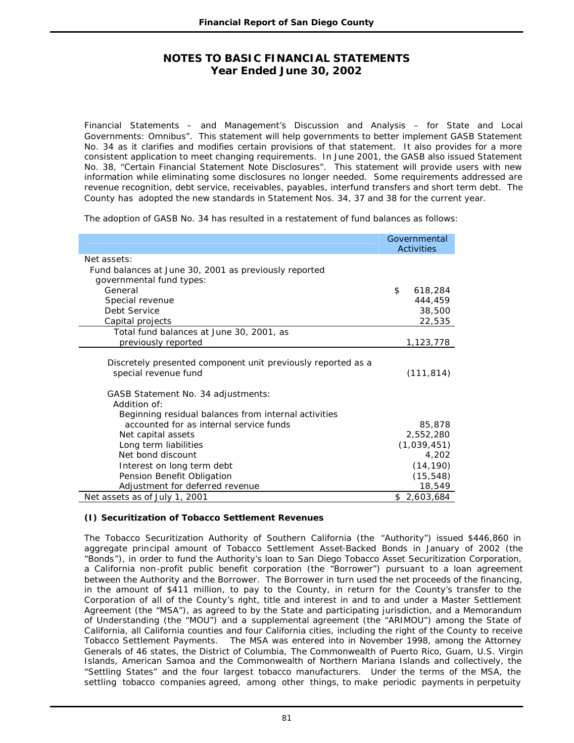Financial Statements – and Management's Discussion and Analysis – for State and Local Governments: Omnibus". This statement will help governments to better implement GASB Statement No. 34 as it clarifies and modifies certain provisions of that statement. It also provides for a more consistent application to meet changing requirements. In June 2001, the GASB also issued Statement No. 38, "Certain Financial Statement Note Disclosures". This statement will provide users with new information while eliminating some disclosures no longer needed. Some requirements addressed are revenue recognition, debt service, receivables, payables, interfund transfers and short term debt. The County has adopted the new standards in Statement Nos. 34, 37 and 38 for the current year.

The adoption of GASB No. 34 has resulted in a restatement of fund balances as follows:

| | Governmental Activities |
|---|---|
| Net assets: | |
| Fund balances at June 30, 2001 as previously reported governmental fund types: | |
| General | $ 618,284 |
| Special revenue | 444,459 |
| Debt Service | 38,500 |
| Capital projects | 22,535 |
| Total fund balances at June 30, 2001, as previously reported | 1,123,778 |
| Discretely presented component unit previously reported as a special revenue fund | (111,814) |
| GASB Statement No. 34 adjustments: | |
| Addition of: | |
| Beginning residual balances from internal activities accounted for as internal service funds | 85,878 |
| Net capital assets | 2,552,280 |
| Long term liabilities | (1,039,451) |
| Net bond discount | 4,202 |
| Interest on long term debt | (14,190) |
| Pension Benefit Obligation | (15,548) |
| Adjustment for deferred revenue | 18,549 |
| Net assets as of July 1, 2001 | $ 2,603,684 |

**(I) Securitization of Tobacco Settlement Revenues**

The Tobacco Securitization Authority of Southern California (the "Authority") issued $446,860 in aggregate principal amount of Tobacco Settlement Asset-Backed Bonds in January of 2002 (the "Bonds"), in order to fund the Authority's loan to San Diego Tobacco Asset Securitization Corporation, a California non-profit public benefit corporation (the "Borrower") pursuant to a loan agreement between the Authority and the Borrower. The Borrower in turn used the net proceeds of the financing, in the amount of $411 million, to pay to the County, in return for the County's transfer to the Corporation of all of the County's right, title and interest in and to and under a Master Settlement Agreement (the "MSA"), as agreed to by the State and participating jurisdiction, and a Memorandum of Understanding (the "MOU") and a supplemental agreement (the "ARIMOU") among the State of California, all California counties and four California cities, including the right of the County to receive Tobacco Settlement Payments. The MSA was entered into in November 1998, among the Attorney Generals of 46 states, the District of Columbia, The Commonwealth of Puerto Rico, Guam, U.S. Virgin Islands, American Samoa and the Commonwealth of Northern Mariana Islands and collectively, the "Settling States" and the four largest tobacco manufacturers. Under the terms of the MSA, the settling tobacco companies agreed, among other things, to make periodic payments in perpetuity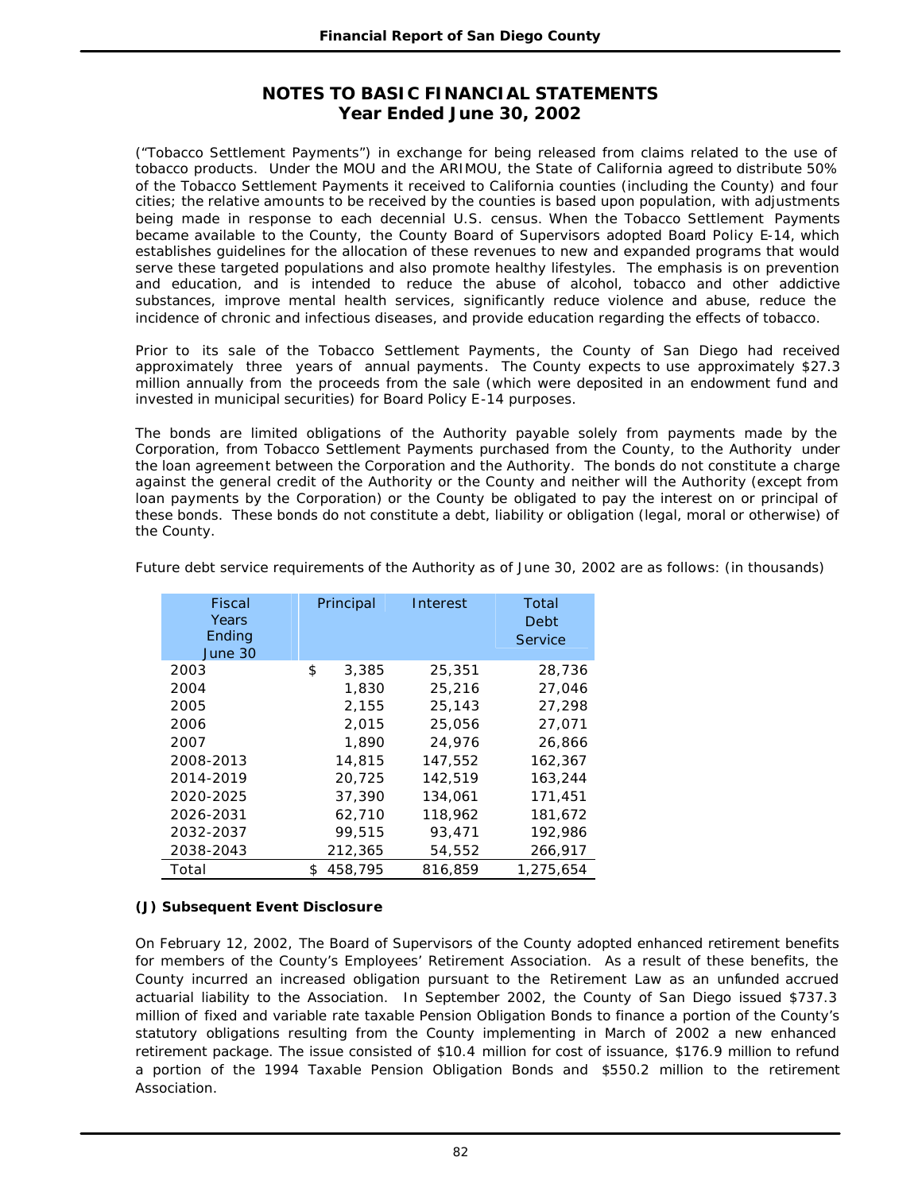("Tobacco Settlement Payments") in exchange for being released from claims related to the use of tobacco products. Under the MOU and the ARIMOU, the State of California agreed to distribute 50% of the Tobacco Settlement Payments it received to California counties (including the County) and four cities; the relative amounts to be received by the counties is based upon population, with adjustments being made in response to each decennial U.S. census. When the Tobacco Settlement Payments became available to the County, the County Board of Supervisors adopted Board Policy E-14, which establishes guidelines for the allocation of these revenues to new and expanded programs that would serve these targeted populations and also promote healthy lifestyles. The emphasis is on prevention and education, and is intended to reduce the abuse of alcohol, tobacco and other addictive substances, improve mental health services, significantly reduce violence and abuse, reduce the incidence of chronic and infectious diseases, and provide education regarding the effects of tobacco.

Prior to its sale of the Tobacco Settlement Payments, the County of San Diego had received approximately three years of annual payments. The County expects to use approximately $27.3 million annually from the proceeds from the sale (which were deposited in an endowment fund and invested in municipal securities) for Board Policy E-14 purposes.

The bonds are limited obligations of the Authority payable solely from payments made by the Corporation, from Tobacco Settlement Payments purchased from the County, to the Authority under the loan agreement between the Corporation and the Authority. The bonds do not constitute a charge against the general credit of the Authority or the County and neither will the Authority (except from loan payments by the Corporation) or the County be obligated to pay the interest on or principal of these bonds. These bonds do not constitute a debt, liability or obligation (legal, moral or otherwise) of the County.

Future debt service requirements of the Authority as of June 30, 2002 are as follows: (in thousands)

| Fiscal Years Ending June 30 | Principal | Interest | Total Debt Service |
|---|---|---|---|
| 2003 | $ 3,385 | 25,351 | 28,736 |
| 2004 | 1,830 | 25,216 | 27,046 |
| 2005 | 2,155 | 25,143 | 27,298 |
| 2006 | 2,015 | 25,056 | 27,071 |
| 2007 | 1,890 | 24,976 | 26,866 |
| 2008-2013 | 14,815 | 147,552 | 162,367 |
| 2014-2019 | 20,725 | 142,519 | 163,244 |
| 2020-2025 | 37,390 | 134,061 | 171,451 |
| 2026-2031 | 62,710 | 118,962 | 181,672 |
| 2032-2037 | 99,515 | 93,471 | 192,986 |
| 2038-2043 | 212,365 | 54,552 | 266,917 |
| Total | $ 458,795 | 816,859 | 1,275,654 |

**(J) Subsequent Event Disclosure**

On February 12, 2002, The Board of Supervisors of the County adopted enhanced retirement benefits for members of the County's Employees' Retirement Association. As a result of these benefits, the County incurred an increased obligation pursuant to the Retirement Law as an unfunded accrued actuarial liability to the Association. In September 2002, the County of San Diego issued $737.3 million of fixed and variable rate taxable Pension Obligation Bonds to finance a portion of the County's statutory obligations resulting from the County implementing in March of 2002 a new enhanced retirement package. The issue consisted of $10.4 million for cost of issuance, $176.9 million to refund a portion of the 1994 Taxable Pension Obligation Bonds and $550.2 million to the retirement Association.